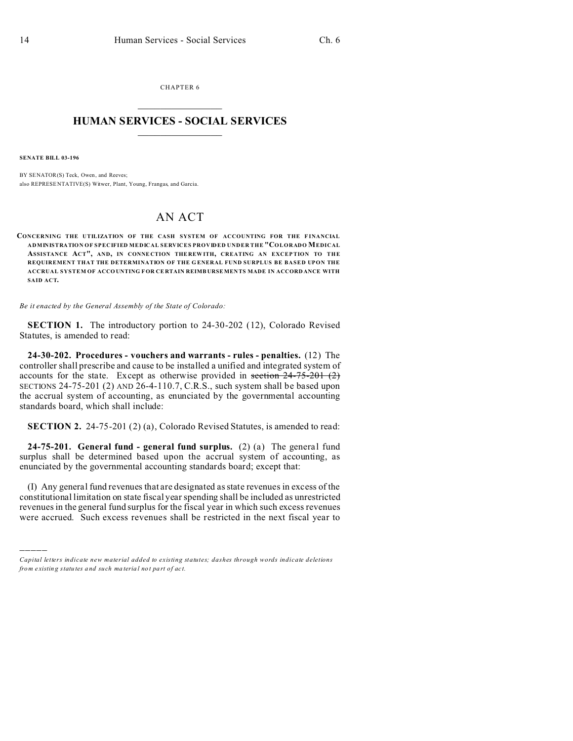CHAPTER 6

# HUMAN SERVICES - SOCIAL SERVICES

**SENATE BILL 03-196**

BY SENATOR(S) Teck, Owen, and Reeves;
also REPRESENTATIVE(S) Witwer, Plant, Young, Frangas, and Garcia.

# AN ACT

**CONCERNING THE UTILIZATION OF THE CASH SYSTEM OF ACCOUNTING FOR THE FINANCIAL ADMINISTRATION OF SPECIFIED MEDICAL SERVICES PROVIDED UNDER THE "COLORADO MEDICAL ASSISTANCE ACT", AND, IN CONNECTION THEREWITH, CREATING AN EXCEPTION TO THE REQUIREMENT THAT THE DETERMINATION OF THE GENERAL FUND SURPLUS BE BASED UPON THE ACCRUAL SYSTEM OF ACCOUNTING FOR CERTAIN REIMBURSEMENTS MADE IN ACCORDANCE WITH SAID ACT.**

*Be it enacted by the General Assembly of the State of Colorado:*

**SECTION 1.** The introductory portion to 24-30-202 (12), Colorado Revised Statutes, is amended to read:

**24-30-202. Procedures - vouchers and warrants - rules - penalties.** (12) The controller shall prescribe and cause to be installed a unified and integrated system of accounts for the state. Except as otherwise provided in ~~section 24-75-201 (2)~~ SECTIONS 24-75-201 (2) AND 26-4-110.7, C.R.S., such system shall be based upon the accrual system of accounting, as enunciated by the governmental accounting standards board, which shall include:

**SECTION 2.** 24-75-201 (2) (a), Colorado Revised Statutes, is amended to read:

**24-75-201. General fund - general fund surplus.** (2) (a) The general fund surplus shall be determined based upon the accrual system of accounting, as enunciated by the governmental accounting standards board; except that:

(I) Any general fund revenues that are designated as state revenues in excess of the constitutional limitation on state fiscal year spending shall be included as unrestricted revenues in the general fund surplus for the fiscal year in which such excess revenues were accrued. Such excess revenues shall be restricted in the next fiscal year to

---

*Capital letters indicate new material added to existing statutes; dashes through words indicate deletions from existing statutes and such material not part of act.*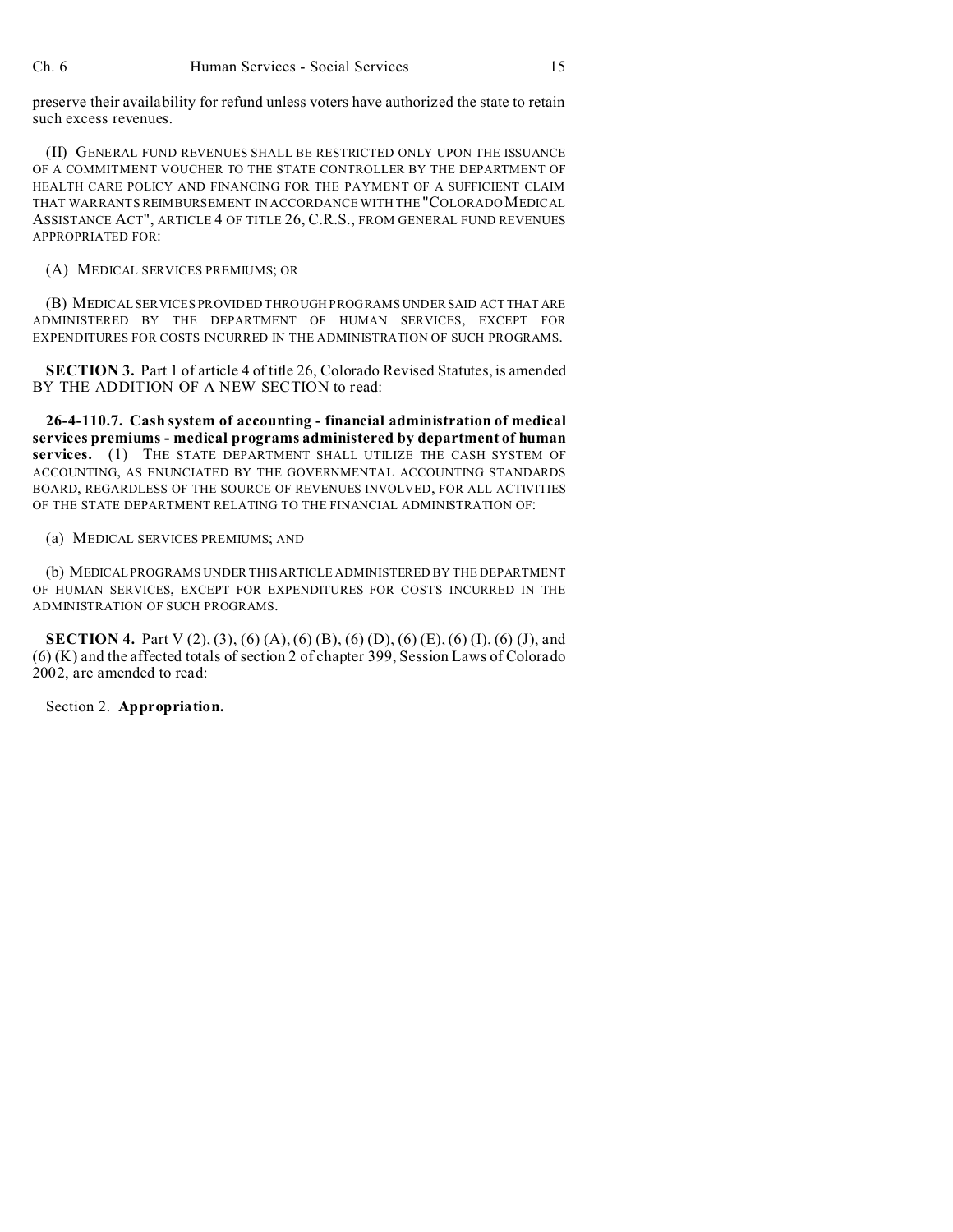preserve their availability for refund unless voters have authorized the state to retain such excess revenues.

(II) GENERAL FUND REVENUES SHALL BE RESTRICTED ONLY UPON THE ISSUANCE OF A COMMITMENT VOUCHER TO THE STATE CONTROLLER BY THE DEPARTMENT OF HEALTH CARE POLICY AND FINANCING FOR THE PAYMENT OF A SUFFICIENT CLAIM THAT WARRANTS REIMBURSEMENT IN ACCORDANCE WITH THE "COLORADO MEDICAL ASSISTANCE ACT", ARTICLE 4 OF TITLE 26, C.R.S., FROM GENERAL FUND REVENUES APPROPRIATED FOR:

(A) MEDICAL SERVICES PREMIUMS; OR

(B) MEDICAL SERVICES PROVIDED THROUGH PROGRAMS UNDER SAID ACT THAT ARE ADMINISTERED BY THE DEPARTMENT OF HUMAN SERVICES, EXCEPT FOR EXPENDITURES FOR COSTS INCURRED IN THE ADMINISTRATION OF SUCH PROGRAMS.

**SECTION 3.** Part 1 of article 4 of title 26, Colorado Revised Statutes, is amended BY THE ADDITION OF A NEW SECTION to read:

**26-4-110.7. Cash system of accounting - financial administration of medical services premiums - medical programs administered by department of human services.** (1) THE STATE DEPARTMENT SHALL UTILIZE THE CASH SYSTEM OF ACCOUNTING, AS ENUNCIATED BY THE GOVERNMENTAL ACCOUNTING STANDARDS BOARD, REGARDLESS OF THE SOURCE OF REVENUES INVOLVED, FOR ALL ACTIVITIES OF THE STATE DEPARTMENT RELATING TO THE FINANCIAL ADMINISTRATION OF:

(a) MEDICAL SERVICES PREMIUMS; AND

(b) MEDICAL PROGRAMS UNDER THIS ARTICLE ADMINISTERED BY THE DEPARTMENT OF HUMAN SERVICES, EXCEPT FOR EXPENDITURES FOR COSTS INCURRED IN THE ADMINISTRATION OF SUCH PROGRAMS.

**SECTION 4.** Part V (2), (3), (6) (A), (6) (B), (6) (D), (6) (E), (6) (I), (6) (J), and (6) (K) and the affected totals of section 2 of chapter 399, Session Laws of Colorado 2002, are amended to read:

Section 2. **Appropriation.**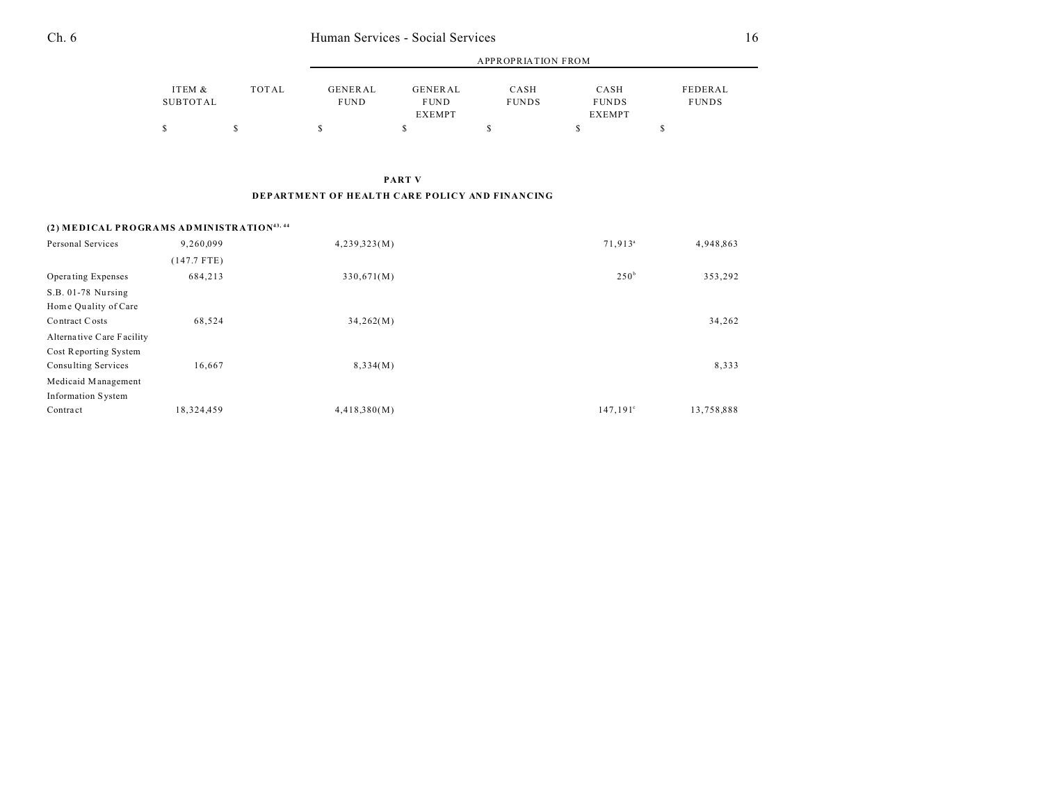## PART V

## DEPARTMENT OF HEALTH CARE POLICY AND FINANCING

| | ITEM & SUBTOTAL | TOTAL | GENERAL FUND | GENERAL FUND EXEMPT | CASH FUNDS | CASH FUNDS EXEMPT | FEDERAL FUNDS |
|---|---|---|---|---|---|---|---|
| | $ | $ | $ | $ | $ | $ | $ |
| **(2) MEDICAL PROGRAMS ADMINISTRATION[43, 44]** | | | | | | | |
| Personal Services | 9,260,099 | | 4,239,323(M) | | | 71,913[a] | 4,948,863 |
| | (147.7 FTE) | | | | | | |
| Operating Expenses | 684,213 | | 330,671(M) | | | 250[b] | 353,292 |
| S.B. 01-78 Nursing Home Quality of Care Contract Costs | 68,524 | | 34,262(M) | | | | 34,262 |
| Alternative Care Facility Cost Reporting System Consulting Services | 16,667 | | 8,334(M) | | | | 8,333 |
| Medicaid Management Information System Contract | 18,324,459 | | 4,418,380(M) | | | 147,191[c] | 13,758,888 |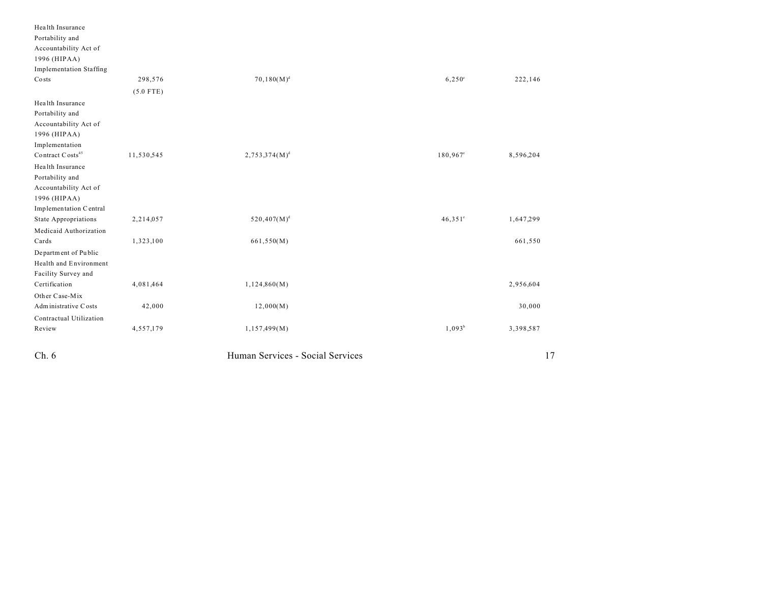| | | | | | |
|---|---|---|---|---|---|
| Health Insurance Portability and Accountability Act of 1996 (HIPAA) Implementation Staffing Costs | 298,576 | 70,180(M)[d] | | 6,250[e] | 222,146 |
| | (5.0 FTE) | | | | |
| Health Insurance Portability and Accountability Act of 1996 (HIPAA) Implementation Contract Costs[45] | 11,530,545 | 2,753,374(M)[d] | | 180,967[e] | 8,596,204 |
| Health Insurance Portability and Accountability Act of 1996 (HIPAA) Implementation Central State Appropriations | 2,214,057 | 520,407(M)[d] | | 46,351[e] | 1,647,299 |
| Medicaid Authorization Cards | 1,323,100 | 661,550(M) | | | 661,550 |
| Department of Public Health and Environment Facility Survey and Certification | 4,081,464 | 1,124,860(M) | | | 2,956,604 |
| Other Case-Mix Administrative Costs | 42,000 | 12,000(M) | | | 30,000 |
| Contractual Utilization Review | 4,557,179 | 1,157,499(M) | | 1,093[b] | 3,398,587 |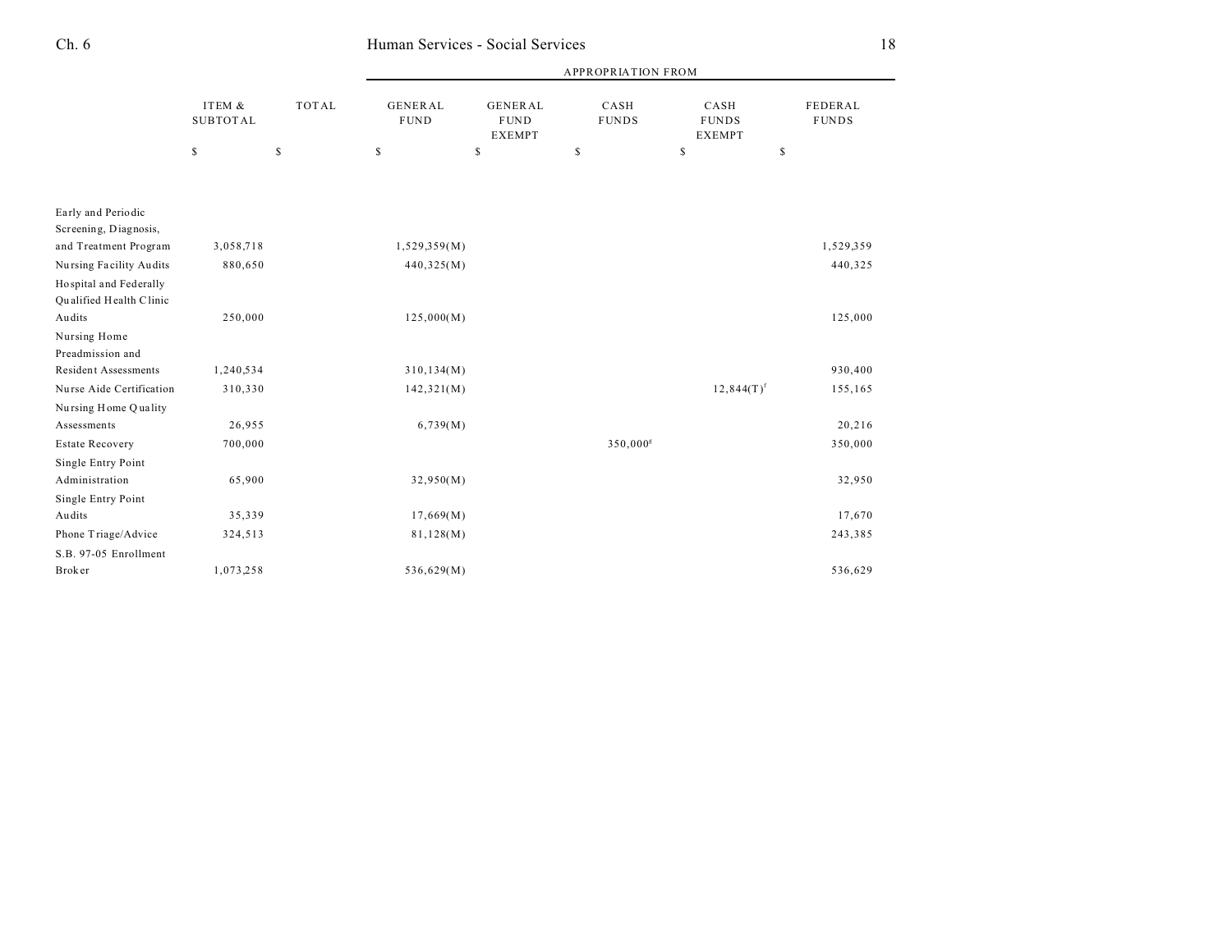| | ITEM & SUBTOTAL | TOTAL | GENERAL FUND | GENERAL FUND EXEMPT | CASH FUNDS | CASH FUNDS EXEMPT | FEDERAL FUNDS |
|---|---|---|---|---|---|---|---|
| | | | APPROPRIATION FROM | | | | |
| | $ | $ | $ | $ | $ | $ | $ |
| Early and Periodic Screening, Diagnosis, and Treatment Program | 3,058,718 | | 1,529,359(M) | | | | 1,529,359 |
| Nursing Facility Audits | 880,650 | | 440,325(M) | | | | 440,325 |
| Hospital and Federally Qualified Health Clinic Audits | 250,000 | | 125,000(M) | | | | 125,000 |
| Nursing Home Preadmission and Resident Assessments | 1,240,534 | | 310,134(M) | | | | 930,400 |
| Nurse Aide Certification | 310,330 | | 142,321(M) | | | 12,844(T)[f] | 155,165 |
| Nursing Home Quality Assessments | 26,955 | | 6,739(M) | | | | 20,216 |
| Estate Recovery | 700,000 | | | | 350,000[g] | | 350,000 |
| Single Entry Point Administration | 65,900 | | 32,950(M) | | | | 32,950 |
| Single Entry Point Audits | 35,339 | | 17,669(M) | | | | 17,670 |
| Phone Triage/Advice | 324,513 | | 81,128(M) | | | | 243,385 |
| S.B. 97-05 Enrollment Broker | 1,073,258 | | 536,629(M) | | | | 536,629 |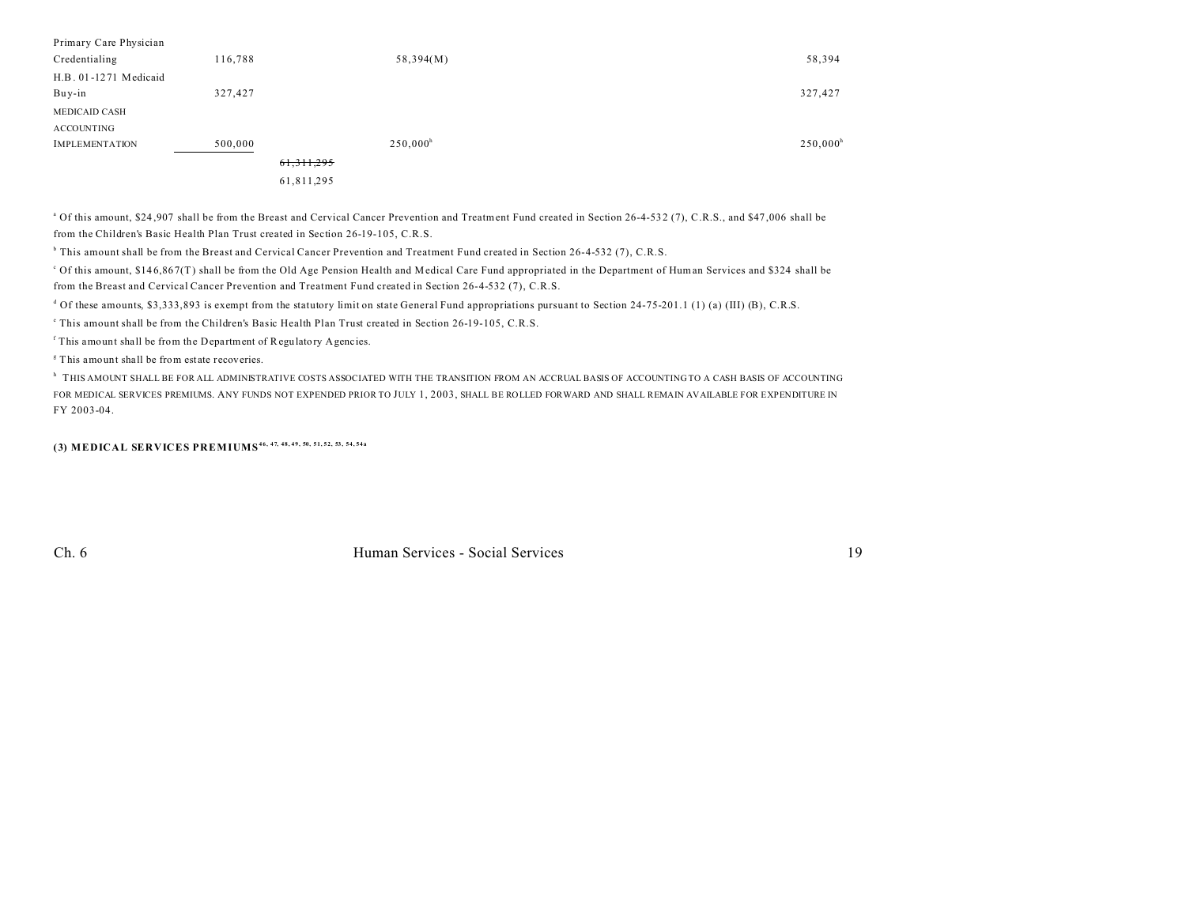| | | | | | | |
|---|---|---|---|---|---|---|
| Primary Care Physician Credentialing | 116,788 | | 58,394(M) | | | 58,394 |
| H.B. 01-1271 Medicaid Buy-in | 327,427 | | | | | 327,427 |
| MEDICAID CASH ACCOUNTING IMPLEMENTATION | 500,000 | | 250,000[h] | | | 250,000[h] |
| | | ~~61,311,295~~ 61,811,295 | | | | |

[a] Of this amount, $24,907 shall be from the Breast and Cervical Cancer Prevention and Treatment Fund created in Section 26-4-532 (7), C.R.S., and $47,006 shall be from the Children's Basic Health Plan Trust created in Section 26-19-105, C.R.S.

[b] This amount shall be from the Breast and Cervical Cancer Prevention and Treatment Fund created in Section 26-4-532 (7), C.R.S.

[c] Of this amount, $146,867(T) shall be from the Old Age Pension Health and Medical Care Fund appropriated in the Department of Human Services and $324 shall be from the Breast and Cervical Cancer Prevention and Treatment Fund created in Section 26-4-532 (7), C.R.S.

[d] Of these amounts, $3,333,893 is exempt from the statutory limit on state General Fund appropriations pursuant to Section 24-75-201.1 (1) (a) (III) (B), C.R.S.

[e] This amount shall be from the Children's Basic Health Plan Trust created in Section 26-19-105, C.R.S.

[f] This amount shall be from the Department of Regulatory Agencies.

[g] This amount shall be from estate recoveries.

[h] THIS AMOUNT SHALL BE FOR ALL ADMINISTRATIVE COSTS ASSOCIATED WITH THE TRANSITION FROM AN ACCRUAL BASIS OF ACCOUNTING TO A CASH BASIS OF ACCOUNTING FOR MEDICAL SERVICES PREMIUMS. ANY FUNDS NOT EXPENDED PRIOR TO JULY 1, 2003, SHALL BE ROLLED FORWARD AND SHALL REMAIN AVAILABLE FOR EXPENDITURE IN FY 2003-04.

**(3) MEDICAL SERVICES PREMIUMS[46, 47, 48, 49, 50, 51, 52, 53, 54, 54a]**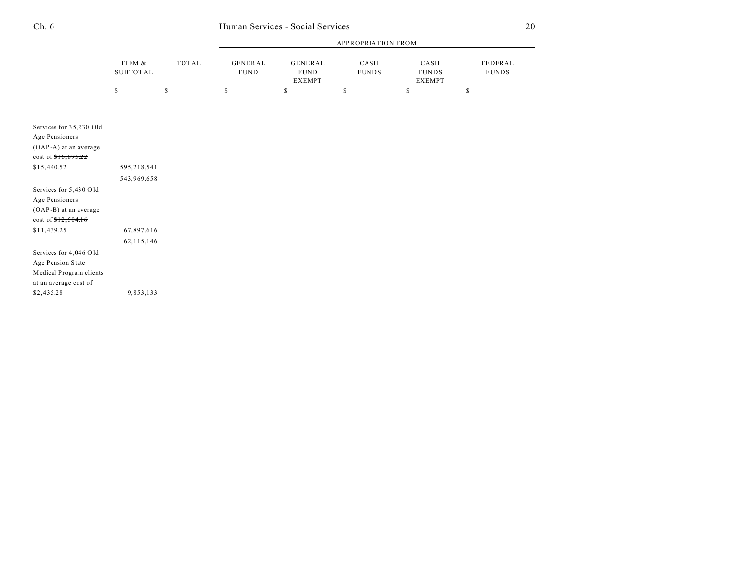| | ITEM & SUBTOTAL | TOTAL | GENERAL FUND | GENERAL FUND EXEMPT | CASH FUNDS | CASH FUNDS EXEMPT | FEDERAL FUNDS |
|---|---|---|---|---|---|---|---|
| | $ | $ | $ | $ | $ | $ | $ |
| Services for 35,230 Old Age Pensioners (OAP-A) at an average cost of ~~$16,895.22~~ $15,440.52 | ~~595,218,541~~ 543,969,658 | | | | | | |
| Services for 5,430 Old Age Pensioners (OAP-B) at an average cost of ~~$12,504.16~~ $11,439.25 | ~~67,897,616~~ 62,115,146 | | | | | | |
| Services for 4,046 Old Age Pension State Medical Program clients at an average cost of $2,435.28 | 9,853,133 | | | | | | |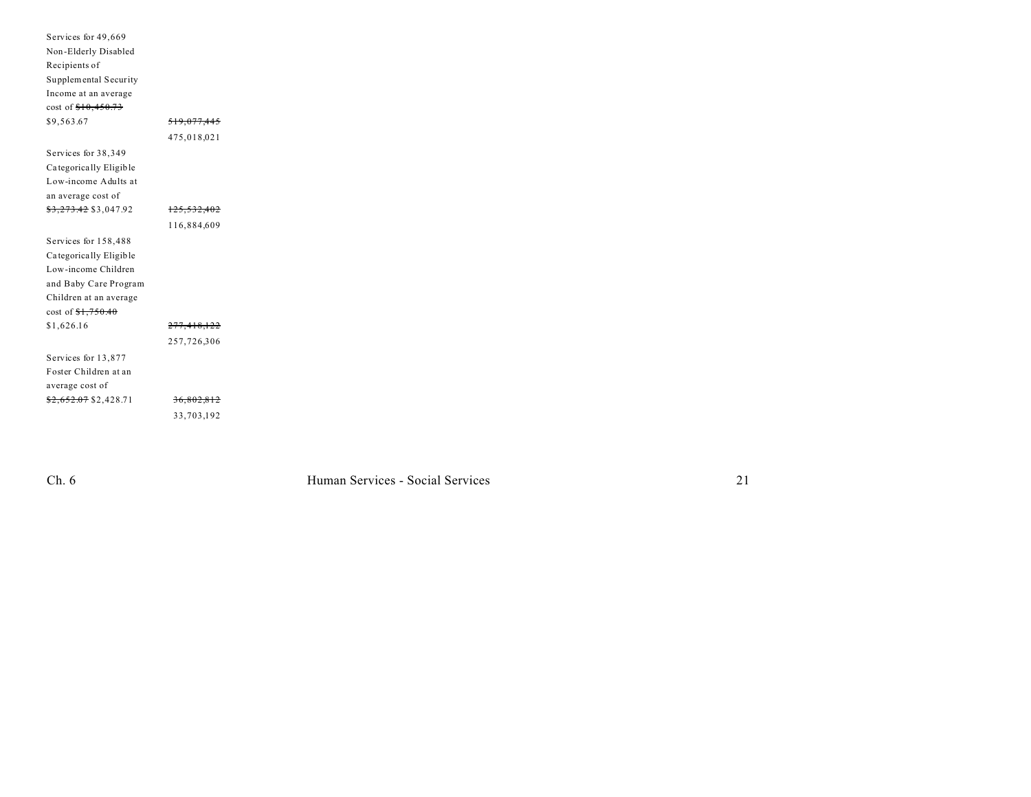| | |
|---|---|
| Services for 49,669 Non-Elderly Disabled Recipients of Supplemental Security Income at an average cost of ~~$10,450.73~~ $9,563.67 | ~~519,077,445~~ 475,018,021 |
| Services for 38,349 Categorically Eligible Low-income Adults at an average cost of ~~$3,273.42~~ $3,047.92 | ~~125,532,402~~ 116,884,609 |
| Services for 158,488 Categorically Eligible Low-income Children and Baby Care Program Children at an average cost of ~~$1,750.40~~ $1,626.16 | ~~277,418,122~~ 257,726,306 |
| Services for 13,877 Foster Children at an average cost of ~~$2,652.07~~ $2,428.71 | ~~36,802,812~~ 33,703,192 |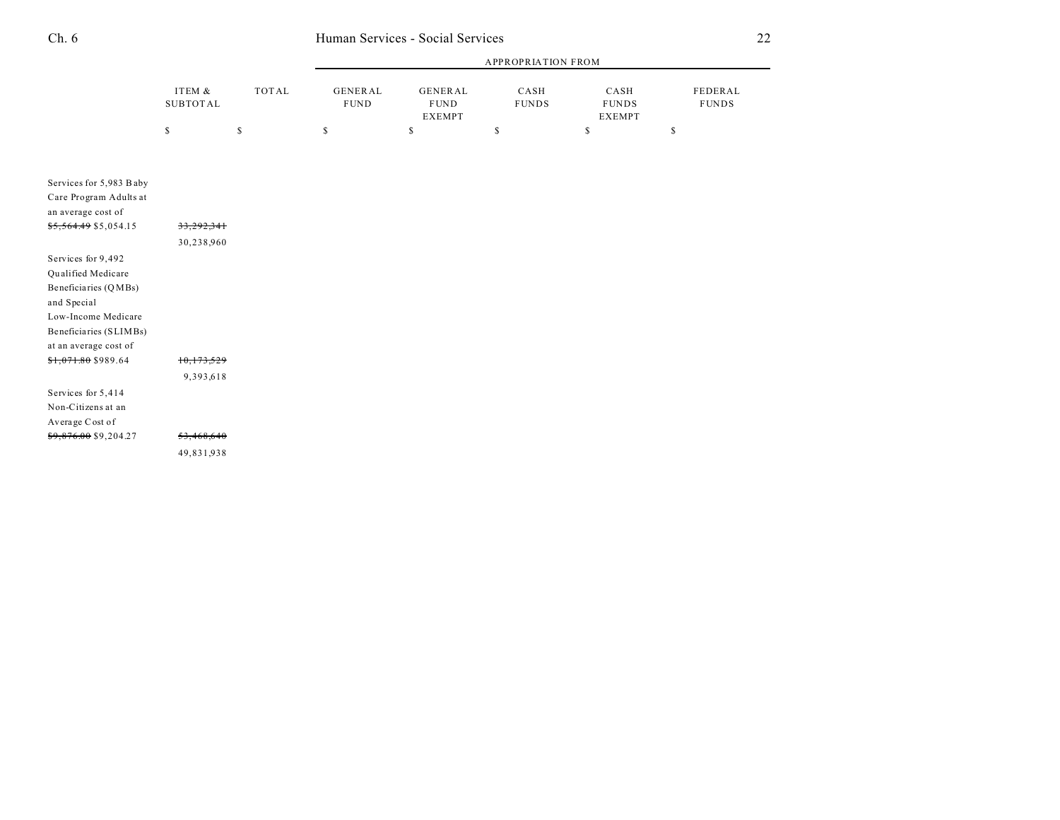|  | ITEM & SUBTOTAL | TOTAL | GENERAL FUND | GENERAL FUND EXEMPT | CASH FUNDS | CASH FUNDS EXEMPT | FEDERAL FUNDS |
|---|---|---|---|---|---|---|---|
|  |  |  | APPROPRIATION FROM |  |  |  |  |
|  | $ | $ | $ | $ | $ | $ | $ |
| Services for 5,983 Baby Care Program Adults at an average cost of ~~$5,564.49~~ $5,054.15 | ~~33,292,341~~ 30,238,960 |  |  |  |  |  |  |
| Services for 9,492 Qualified Medicare Beneficiaries (QMBs) and Special Low-Income Medicare Beneficiaries (SLIMBs) at an average cost of ~~$1,071.80~~ $989.64 | ~~10,173,529~~ 9,393,618 |  |  |  |  |  |  |
| Services for 5,414 Non-Citizens at an Average Cost of ~~$9,876.00~~ $9,204.27 | ~~53,468,640~~ 49,831,938 |  |  |  |  |  |  |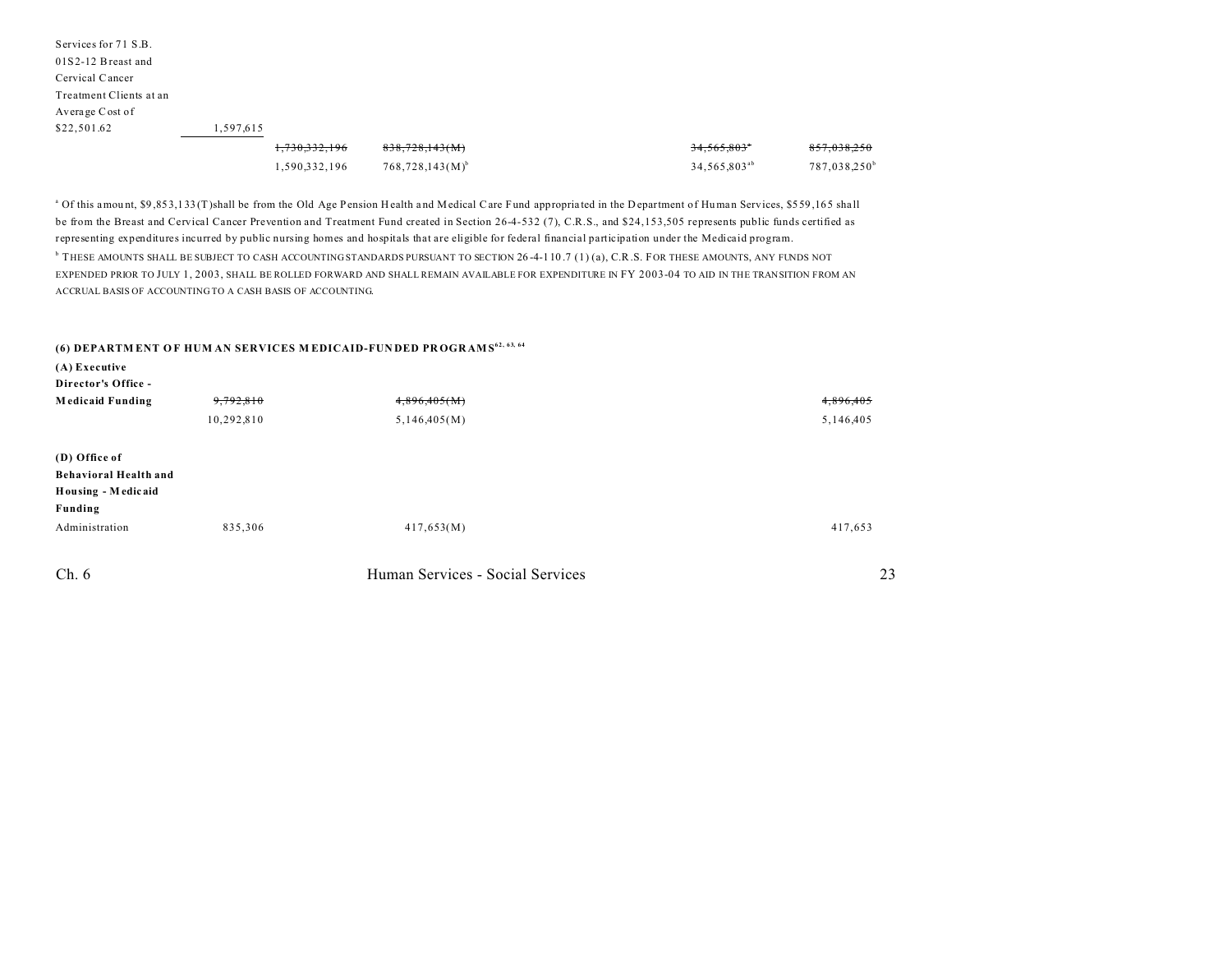| | | | | | |
|---|---|---|---|---|---|
| Services for 71 S.B. 01S2-12 Breast and Cervical Cancer Treatment Clients at an Average Cost of $22,501.62 | 1,597,615 | | | | |
| | | ~~1,730,332,196~~ | ~~838,728,143(M)~~ | ~~34,565,803[a]~~ | ~~857,038,250~~ |
| | | 1,590,332,196 | 768,728,143(M)[b] | 34,565,803[ab] | 787,038,250[b] |

[a] Of this amount, $9,853,133(T)shall be from the Old Age Pension Health and Medical Care Fund appropriated in the Department of Human Services, $559,165 shall be from the Breast and Cervical Cancer Prevention and Treatment Fund created in Section 26-4-532 (7), C.R.S., and $24,153,505 represents public funds certified as representing expenditures incurred by public nursing homes and hospitals that are eligible for federal financial participation under the Medicaid program.

[b] THESE AMOUNTS SHALL BE SUBJECT TO CASH ACCOUNTING STANDARDS PURSUANT TO SECTION 26-4-110.7 (1) (a), C.R.S. FOR THESE AMOUNTS, ANY FUNDS NOT EXPENDED PRIOR TO JULY 1, 2003, SHALL BE ROLLED FORWARD AND SHALL REMAIN AVAILABLE FOR EXPENDITURE IN FY 2003-04 TO AID IN THE TRANSITION FROM AN ACCRUAL BASIS OF ACCOUNTING TO A CASH BASIS OF ACCOUNTING.

**(6) DEPARTMENT OF HUMAN SERVICES MEDICAID-FUNDED PROGRAMS[62, 63, 64]**

| | | | |
|---|---|---|---|
| **(A) Executive Director's Office - Medicaid Funding** | ~~9,792,810~~ | ~~4,896,405(M)~~ | ~~4,896,405~~ |
| | 10,292,810 | 5,146,405(M) | 5,146,405 |
| **(D) Office of Behavioral Health and Housing - Medicaid Funding** | | | |
| Administration | 835,306 | 417,653(M) | 417,653 |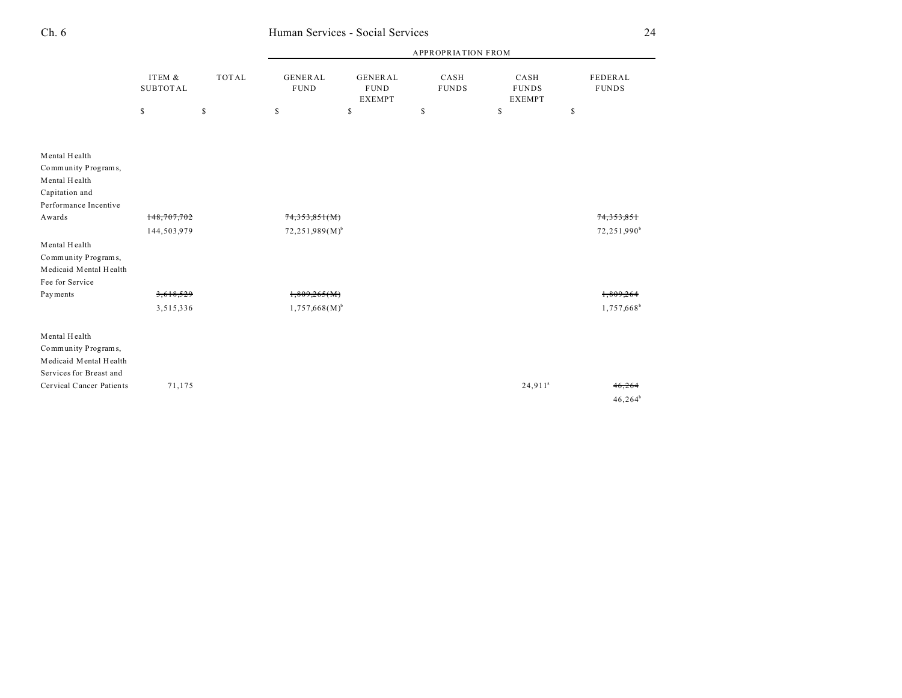| | ITEM & SUBTOTAL | TOTAL | GENERAL FUND | GENERAL FUND EXEMPT | CASH FUNDS | CASH FUNDS EXEMPT | FEDERAL FUNDS |
|---|---|---|---|---|---|---|---|
| | | | APPROPRIATION FROM | | | | |
| | $ | $ | $ | $ | $ | $ | $ |
| Mental Health Community Programs, Mental Health Capitation and Performance Incentive Awards | ~~148,707,702~~ | | ~~74,353,851(M)~~ | | | | ~~74,353,851~~ |
| | 144,503,979 | | 72,251,989(M)[b] | | | | 72,251,990[b] |
| Mental Health Community Programs, Medicaid Mental Health Fee for Service Payments | ~~3,618,529~~ | | ~~1,809,265(M)~~ | | | | ~~1,809,264~~ |
| | 3,515,336 | | 1,757,668(M)[b] | | | | 1,757,668[b] |
| Mental Health Community Programs, Medicaid Mental Health Services for Breast and Cervical Cancer Patients | 71,175 | | | | | 24,911[a] | ~~46,264~~ |
| | | | | | | | 46,264[b] |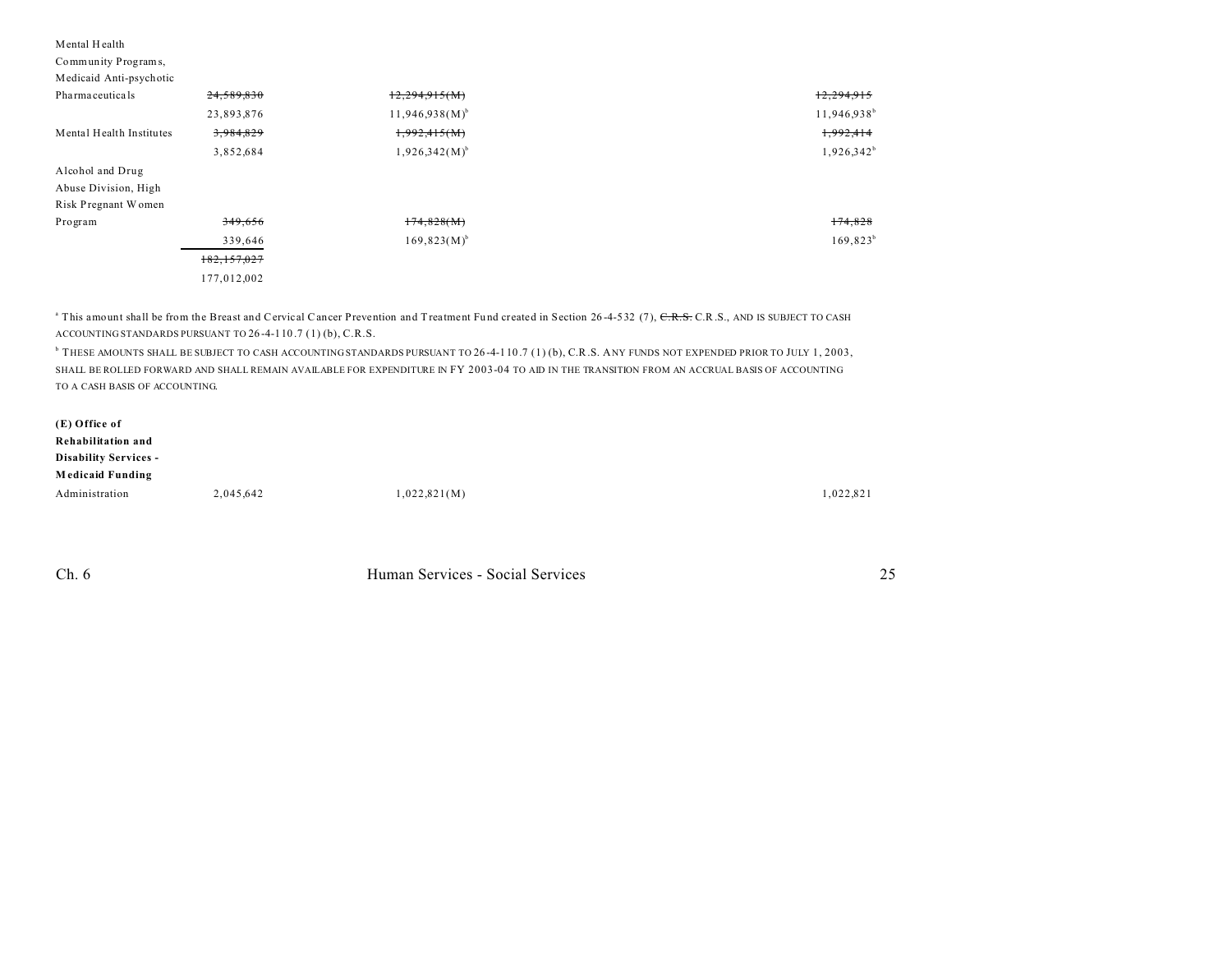| | | | |
|---|---|---|---|
| Mental Health Community Programs, Medicaid Anti-psychotic Pharmaceuticals | ~~24,589,830~~ | ~~12,294,915(M)~~ | ~~12,294,915~~ |
| | 23,893,876 | 11,946,938(M)[b] | 11,946,938[b] |
| Mental Health Institutes | ~~3,984,829~~ | ~~1,992,415(M)~~ | ~~1,992,414~~ |
| | 3,852,684 | 1,926,342(M)[b] | 1,926,342[b] |
| Alcohol and Drug Abuse Division, High Risk Pregnant Women Program | ~~349,656~~ | ~~174,828(M)~~ | ~~174,828~~ |
| | 339,646 | 169,823(M)[b] | 169,823[b] |
| | ~~182,157,027~~ | | |
| | 177,012,002 | | |

[a] This amount shall be from the Breast and Cervical Cancer Prevention and Treatment Fund created in Section 26-4-532 (7), ~~C.R.S.~~ C.R.S., AND IS SUBJECT TO CASH ACCOUNTING STANDARDS PURSUANT TO 26-4-110.7 (1) (b), C.R.S.

[b] THESE AMOUNTS SHALL BE SUBJECT TO CASH ACCOUNTING STANDARDS PURSUANT TO 26-4-110.7 (1) (b), C.R.S. ANY FUNDS NOT EXPENDED PRIOR TO JULY 1, 2003, SHALL BE ROLLED FORWARD AND SHALL REMAIN AVAILABLE FOR EXPENDITURE IN FY 2003-04 TO AID IN THE TRANSITION FROM AN ACCRUAL BASIS OF ACCOUNTING TO A CASH BASIS OF ACCOUNTING.

| | | | |
|---|---|---|---|
| **(E) Office of Rehabilitation and Disability Services - Medicaid Funding** | | | |
| Administration | 2,045,642 | 1,022,821(M) | 1,022,821 |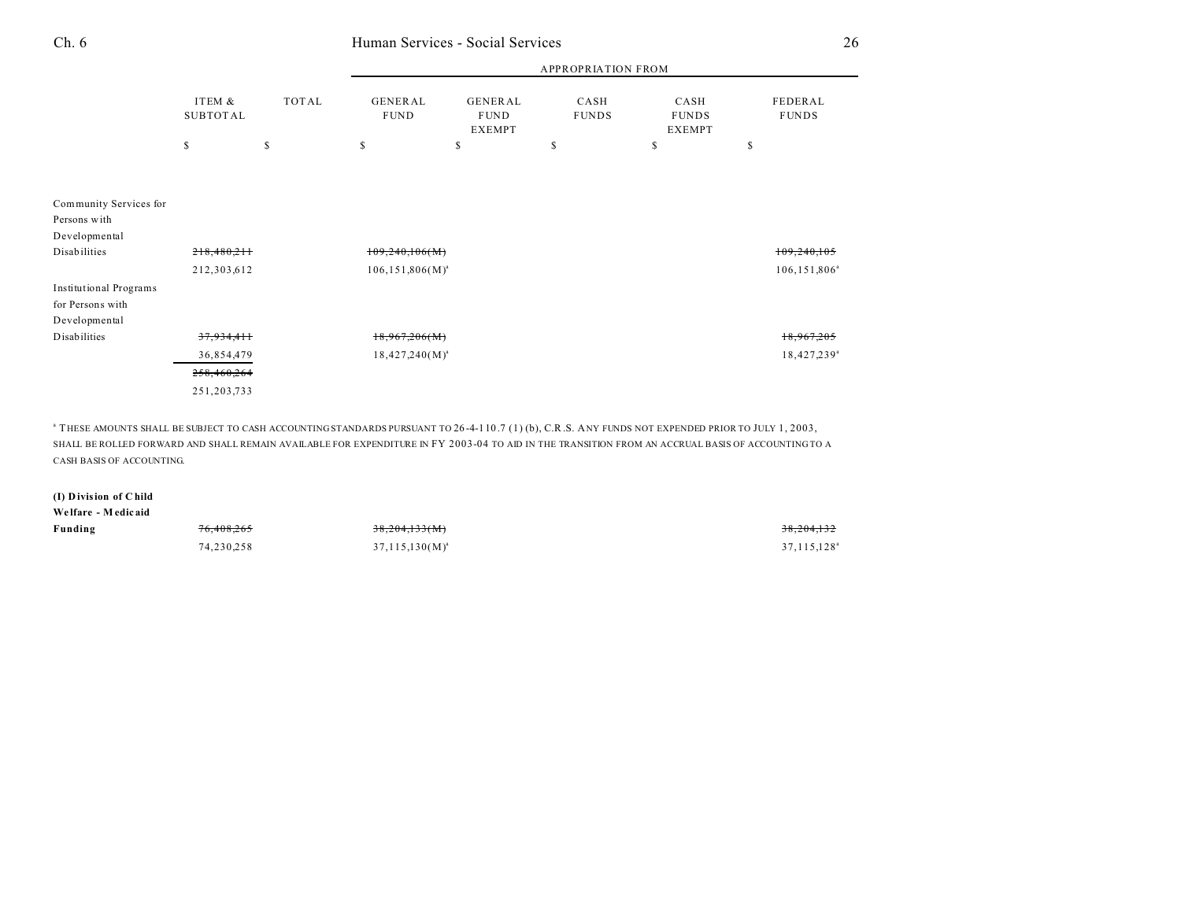| | ITEM & SUBTOTAL | TOTAL | GENERAL FUND | GENERAL FUND EXEMPT | CASH FUNDS | CASH FUNDS EXEMPT | FEDERAL FUNDS |
|---|---|---|---|---|---|---|---|
| | | | APPROPRIATION FROM | | | | |
| | $ | $ | $ | $ | $ | $ | $ |
| Community Services for Persons with Developmental Disabilities | ~~218,480,211~~ | | ~~109,240,106(M)~~ | | | | ~~109,240,105~~ |
| | 212,303,612 | | 106,151,806(M)[a] | | | | 106,151,806[a] |
| Institutional Programs for Persons with Developmental Disabilities | ~~37,934,411~~ | | ~~18,967,206(M)~~ | | | | ~~18,967,205~~ |
| | 36,854,479 | | 18,427,240(M)[a] | | | | 18,427,239[a] |
| | ~~258,460,264~~ | | | | | | |
| | 251,203,733 | | | | | | |

[a] THESE AMOUNTS SHALL BE SUBJECT TO CASH ACCOUNTING STANDARDS PURSUANT TO 26-4-110.7 (1) (b), C.R.S. ANY FUNDS NOT EXPENDED PRIOR TO JULY 1, 2003, SHALL BE ROLLED FORWARD AND SHALL REMAIN AVAILABLE FOR EXPENDITURE IN FY 2003-04 TO AID IN THE TRANSITION FROM AN ACCRUAL BASIS OF ACCOUNTING TO A CASH BASIS OF ACCOUNTING.

| | ITEM & SUBTOTAL | TOTAL | GENERAL FUND | GENERAL FUND EXEMPT | CASH FUNDS | CASH FUNDS EXEMPT | FEDERAL FUNDS |
|---|---|---|---|---|---|---|---|
| **(I) Division of Child Welfare - Medicaid Funding** | ~~76,408,265~~ | | ~~38,204,133(M)~~ | | | | ~~38,204,132~~ |
| | 74,230,258 | | 37,115,130(M)[a] | | | | 37,115,128[a] |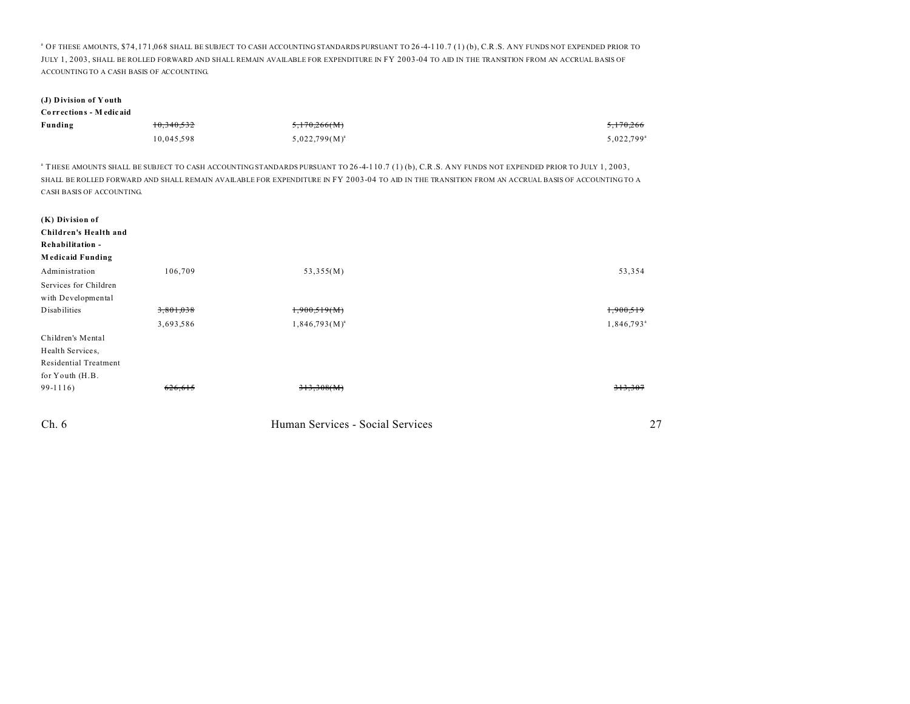[a] Of these amounts, $74,171,068 shall be subject to cash accounting standards pursuant to 26-4-110.7 (1) (b), C.R.S. Any funds not expended prior to July 1, 2003, shall be rolled forward and shall remain available for expenditure in FY 2003-04 to aid in the transition from an accrual basis of accounting to a cash basis of accounting.

| | | | |
|---|---|---|---|
| **(J) Division of Youth Corrections - Medicaid Funding** | ~~10,340,532~~ | ~~5,170,266(M)~~ | ~~5,170,266~~ |
| | 10,045,598 | 5,022,799(M)[a] | 5,022,799[a] |

[a] These amounts shall be subject to cash accounting standards pursuant to 26-4-110.7 (1) (b), C.R.S. Any funds not expended prior to July 1, 2003, shall be rolled forward and shall remain available for expenditure in FY 2003-04 to aid in the transition from an accrual basis of accounting to a cash basis of accounting.

| | | | |
|---|---|---|---|
| **(K) Division of Children's Health and Rehabilitation - Medicaid Funding** | | | |
| Administration | 106,709 | 53,355(M) | 53,354 |
| Services for Children with Developmental Disabilities | ~~3,801,038~~ | ~~1,900,519(M)~~ | ~~1,900,519~~ |
| | 3,693,586 | 1,846,793(M)[a] | 1,846,793[a] |
| Children's Mental Health Services, Residential Treatment for Youth (H.B. 99-1116) | ~~626,615~~ | ~~313,308(M)~~ | ~~313,307~~ |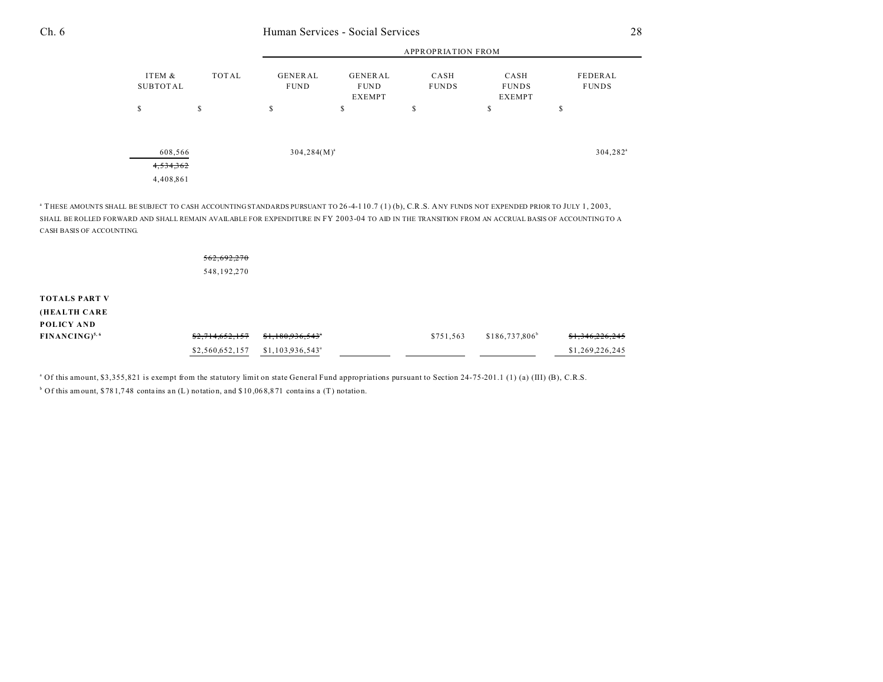| | ITEM & SUBTOTAL | TOTAL | APPROPRIATION FROM | | | | |
|---|---|---|---|---|---|---|---|
| | | | GENERAL FUND | GENERAL FUND EXEMPT | CASH FUNDS | CASH FUNDS EXEMPT | FEDERAL FUNDS |
| | $ | $ | $ | $ | $ | $ | $ |
| | 608,566 | | 304,284(M)[a] | | | | 304,282[a] |
| | ~~4,534,362~~ | | | | | | |
| | 4,408,861 | | | | | | |

[a] THESE AMOUNTS SHALL BE SUBJECT TO CASH ACCOUNTING STANDARDS PURSUANT TO 26-4-110.7 (1) (b), C.R.S. ANY FUNDS NOT EXPENDED PRIOR TO JULY 1, 2003, SHALL BE ROLLED FORWARD AND SHALL REMAIN AVAILABLE FOR EXPENDITURE IN FY 2003-04 TO AID IN THE TRANSITION FROM AN ACCRUAL BASIS OF ACCOUNTING TO A CASH BASIS OF ACCOUNTING.

| | ITEM & SUBTOTAL | TOTAL | GENERAL FUND | GENERAL FUND EXEMPT | CASH FUNDS | CASH FUNDS EXEMPT | FEDERAL FUNDS |
|---|---|---|---|---|---|---|---|
| | | ~~562,692,270~~ | | | | | |
| | | 548,192,270 | | | | | |
| **TOTALS PART V (HEALTH CARE POLICY AND FINANCING)**[5, 6] | | ~~$2,714,652,157~~ | ~~$1,180,936,543~~[a] | | $751,563 | $186,737,806[b] | ~~$1,346,226,245~~ |
| | | $2,560,652,157 | $1,103,936,543[a] | | | | $1,269,226,245 |

[a] Of this amount, $3,355,821 is exempt from the statutory limit on state General Fund appropriations pursuant to Section 24-75-201.1 (1) (a) (III) (B), C.R.S.

[b] Of this amount, $781,748 contains an (L) notation, and $10,068,871 contains a (T) notation.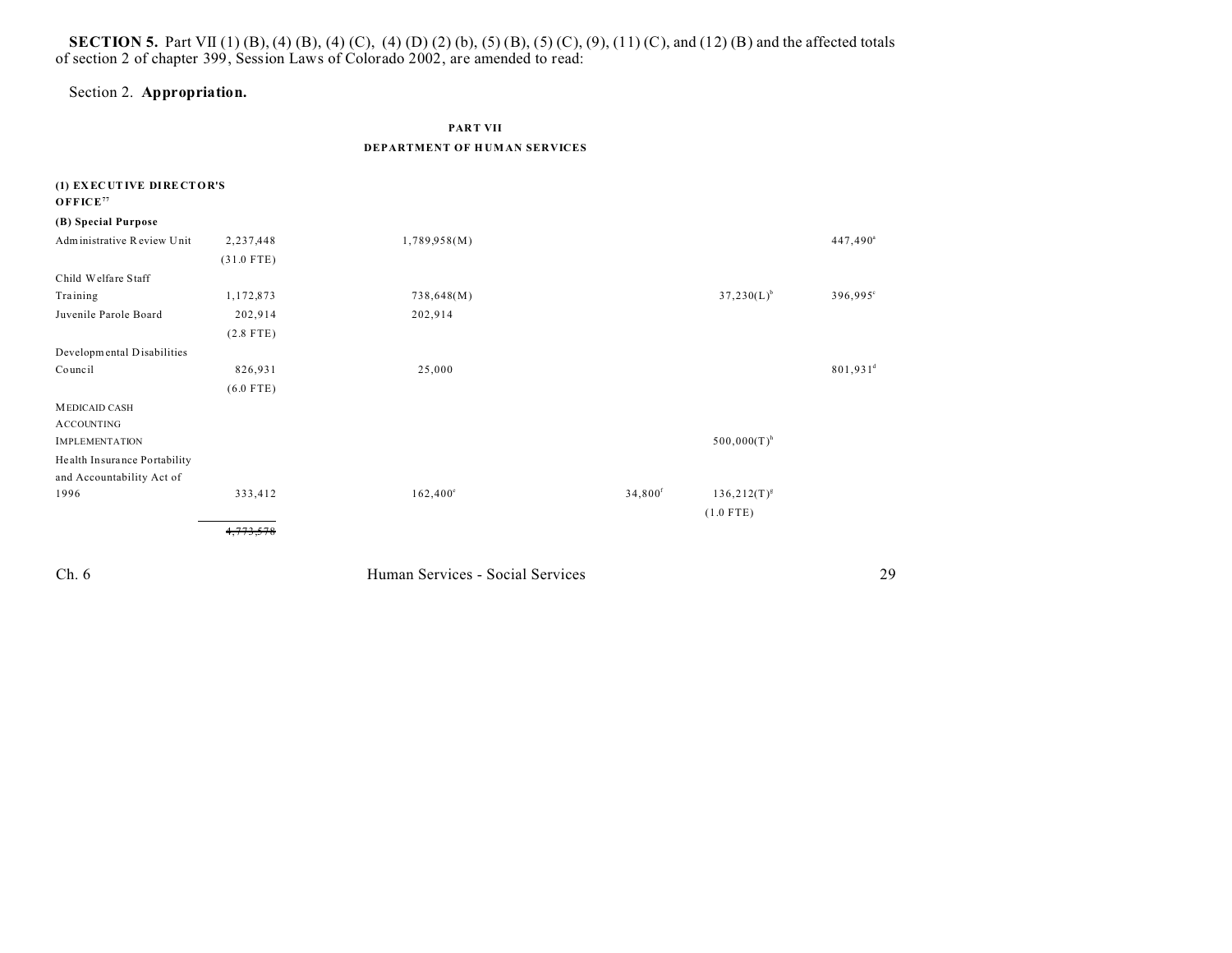**SECTION 5.** Part VII (1) (B), (4) (B), (4) (C), (4) (D) (2) (b), (5) (B), (5) (C), (9), (11) (C), and (12) (B) and the affected totals of section 2 of chapter 399, Session Laws of Colorado 2002, are amended to read:

Section 2. **Appropriation.**

**PART VII**

**DEPARTMENT OF HUMAN SERVICES**

| | | | | | |
|---|---|---|---|---|---|
| **(1) EXECUTIVE DIRECTOR'S OFFICE**[77] | | | | | |
| **(B) Special Purpose** | | | | | |
| Administrative Review Unit | 2,237,448 (31.0 FTE) | 1,789,958(M) | | | 447,490[a] |
| Child Welfare Staff Training | 1,172,873 | 738,648(M) | | 37,230(L)[b] | 396,995[c] |
| Juvenile Parole Board | 202,914 (2.8 FTE) | 202,914 | | | |
| Developmental Disabilities Council | 826,931 (6.0 FTE) | 25,000 | | | 801,931[d] |
| MEDICAID CASH ACCOUNTING IMPLEMENTATION | | | | 500,000(T)[h] | |
| Health Insurance Portability and Accountability Act of 1996 | 333,412 | 162,400[e] | 34,800[f] | 136,212(T)[g] (1.0 FTE) | |
| | ~~4,773,578~~ | | | | |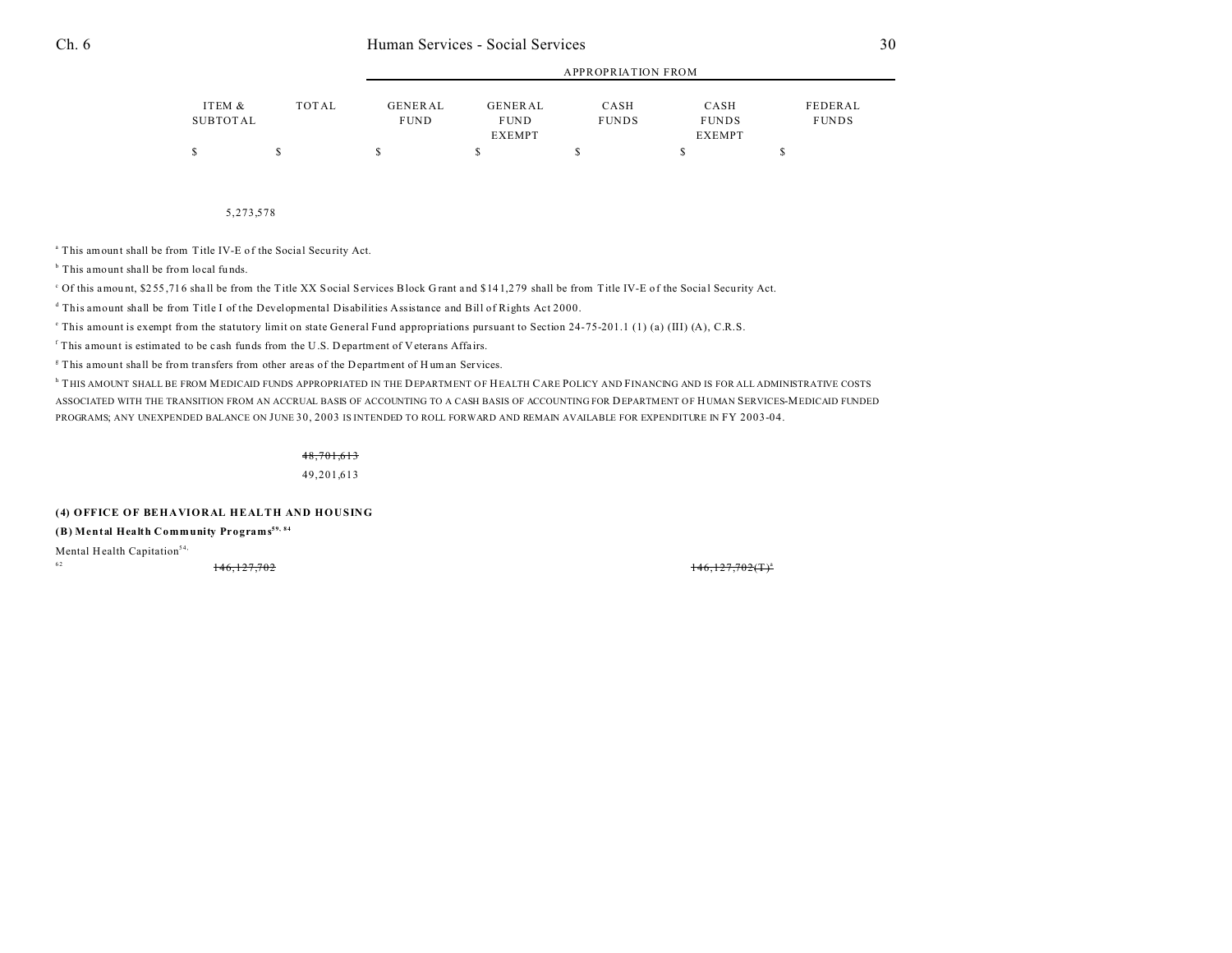| ITEM & SUBTOTAL | TOTAL | GENERAL FUND | GENERAL FUND EXEMPT | CASH FUNDS | CASH FUNDS EXEMPT | FEDERAL FUNDS |
|---|---|---|---|---|---|---|
| $ | $ | $ | $ | $ | $ | $ |
| 5,273,578 | | | | | | |

[a] This amount shall be from Title IV-E of the Social Security Act.

[b] This amount shall be from local funds.

[c] Of this amount, $255,716 shall be from the Title XX Social Services Block Grant and $141,279 shall be from Title IV-E of the Social Security Act.

[d] This amount shall be from Title I of the Developmental Disabilities Assistance and Bill of Rights Act 2000.

[e] This amount is exempt from the statutory limit on state General Fund appropriations pursuant to Section 24-75-201.1 (1) (a) (III) (A), C.R.S.

[f] This amount is estimated to be cash funds from the U.S. Department of Veterans Affairs.

[g] This amount shall be from transfers from other areas of the Department of Human Services.

[h] THIS AMOUNT SHALL BE FROM MEDICAID FUNDS APPROPRIATED IN THE DEPARTMENT OF HEALTH CARE POLICY AND FINANCING AND IS FOR ALL ADMINISTRATIVE COSTS ASSOCIATED WITH THE TRANSITION FROM AN ACCRUAL BASIS OF ACCOUNTING TO A CASH BASIS OF ACCOUNTING FOR DEPARTMENT OF HUMAN SERVICES-MEDICAID FUNDED PROGRAMS; ANY UNEXPENDED BALANCE ON JUNE 30, 2003 IS INTENDED TO ROLL FORWARD AND REMAIN AVAILABLE FOR EXPENDITURE IN FY 2003-04.

| ITEM & SUBTOTAL | TOTAL | GENERAL FUND | GENERAL FUND EXEMPT | CASH FUNDS | CASH FUNDS EXEMPT | FEDERAL FUNDS |
|---|---|---|---|---|---|---|
| | ~~48,701,613~~ 49,201,613 | | | | | |

**(4) OFFICE OF BEHAVIORAL HEALTH AND HOUSING**

**(B) Mental Health Community Programs[59, 84]**

| | ITEM & SUBTOTAL | TOTAL | GENERAL FUND | GENERAL FUND EXEMPT | CASH FUNDS | CASH FUNDS EXEMPT | FEDERAL FUNDS |
|---|---|---|---|---|---|---|---|
| Mental Health Capitation[54, 62] | ~~146,127,702~~ | | | | | ~~146,127,702(T)[a]~~ | |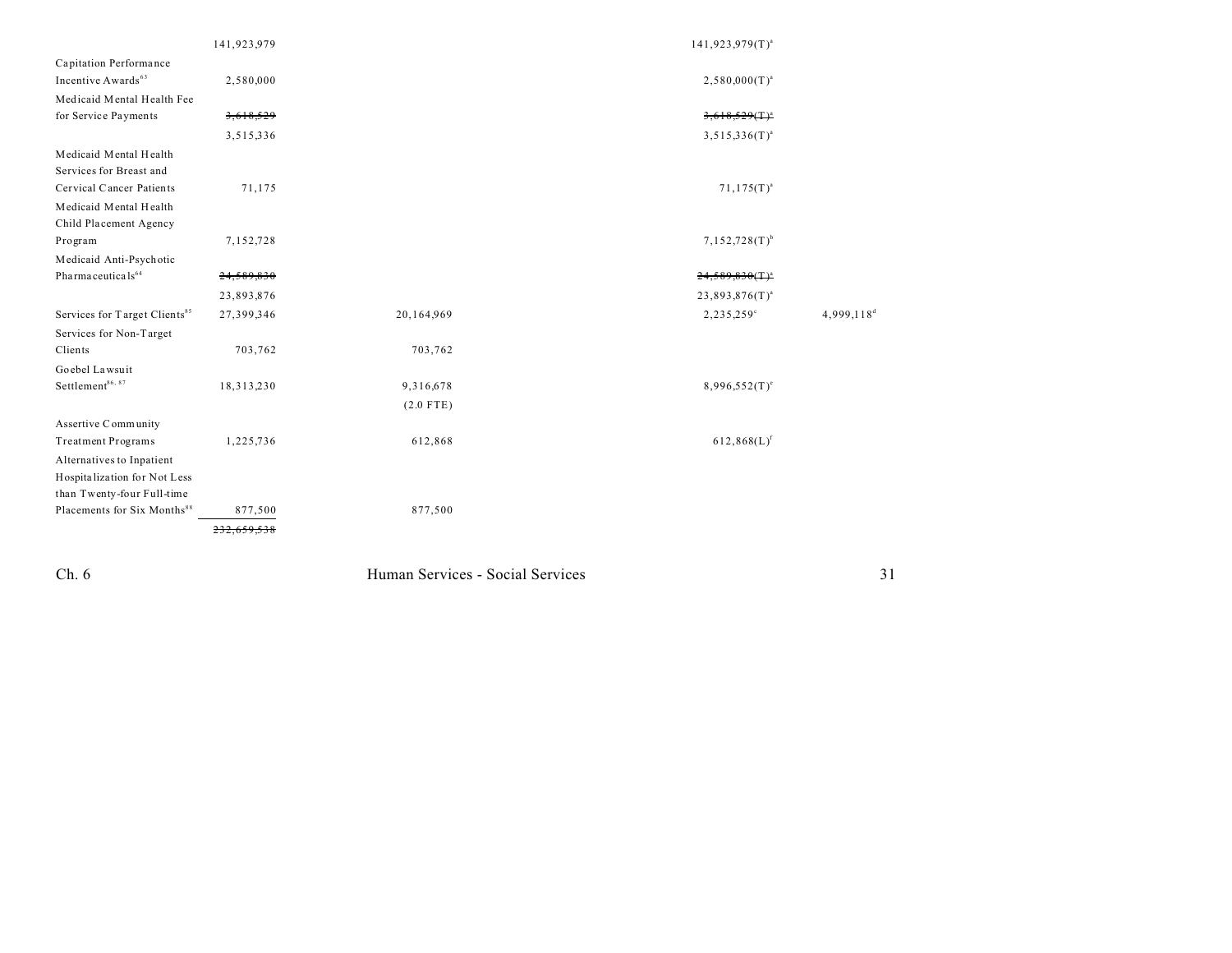| | | | | |
|---|---|---|---|---|
| | 141,923,979 | | 141,923,979(T)[a] | |
| Capitation Performance Incentive Awards[63] | 2,580,000 | | 2,580,000(T)[a] | |
| Medicaid Mental Health Fee for Service Payments | ~~3,618,529~~ | | ~~3,618,529(T)[a]~~ | |
| | 3,515,336 | | 3,515,336(T)[a] | |
| Medicaid Mental Health Services for Breast and Cervical Cancer Patients | 71,175 | | 71,175(T)[a] | |
| Medicaid Mental Health Child Placement Agency Program | 7,152,728 | | 7,152,728(T)[b] | |
| Medicaid Anti-Psychotic Pharmaceuticals[64] | ~~24,589,830~~ | | ~~24,589,830(T)[a]~~ | |
| | 23,893,876 | | 23,893,876(T)[a] | |
| Services for Target Clients[85] | 27,399,346 | 20,164,969 | 2,235,259[c] | 4,999,118[d] |
| Services for Non-Target Clients | 703,762 | 703,762 | | |
| Goebel Lawsuit Settlement[86, 87] | 18,313,230 | 9,316,678 | 8,996,552(T)[e] | |
| | | (2.0 FTE) | | |
| Assertive Community Treatment Programs | 1,225,736 | 612,868 | 612,868(L)[f] | |
| Alternatives to Inpatient Hospitalization for Not Less than Twenty-four Full-time Placements for Six Months[88] | 877,500 | 877,500 | | |
| | ~~232,659,538~~ | | | |

Ch. 6 Human Services - Social Services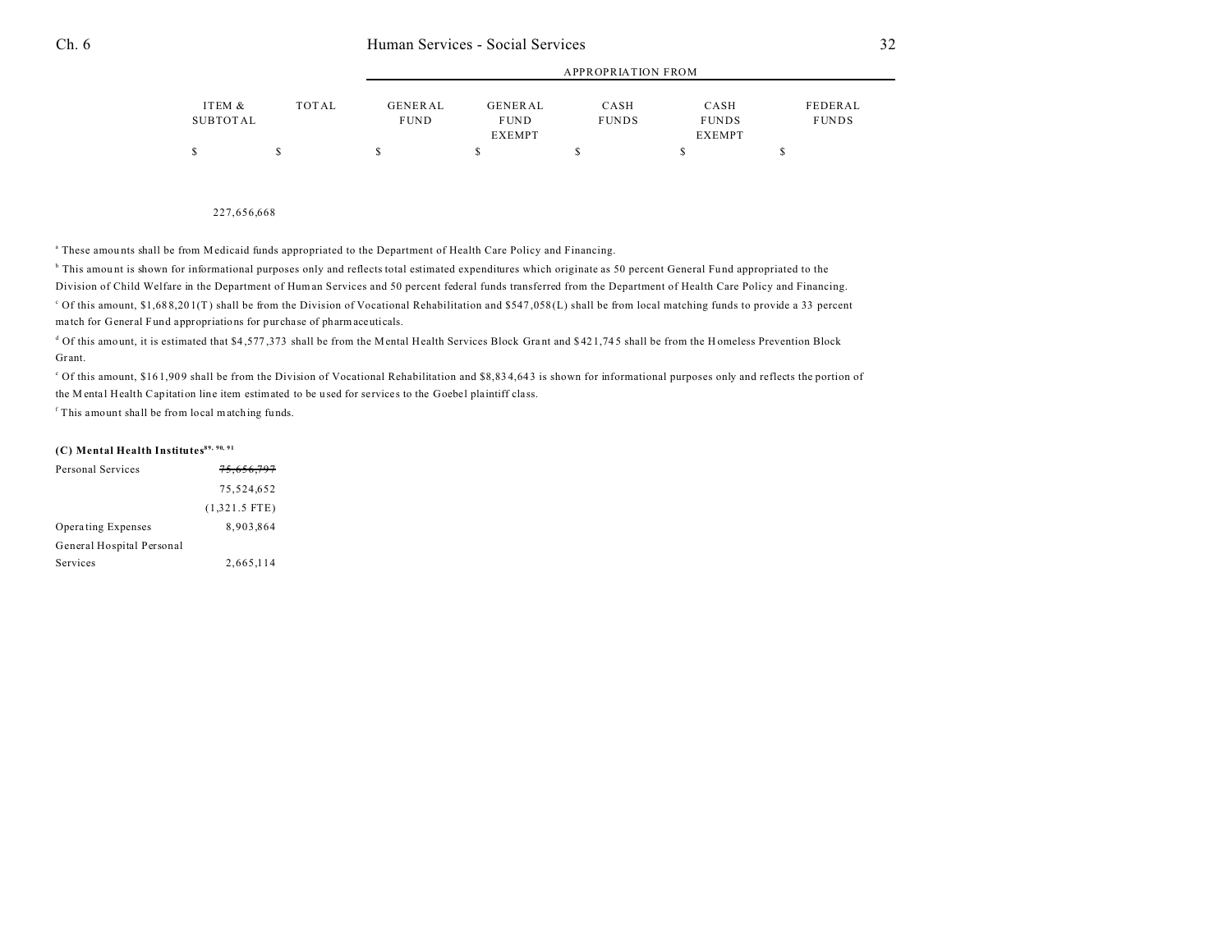| | ITEM & SUBTOTAL | TOTAL | GENERAL FUND | GENERAL FUND EXEMPT | CASH FUNDS | CASH FUNDS EXEMPT | FEDERAL FUNDS |
|---|---|---|---|---|---|---|---|
| | | | | APPROPRIATION FROM | | | |
| | $ | $ | $ | $ | $ | $ | $ |
| | | 227,656,668 | | | | | |

[a] These amounts shall be from Medicaid funds appropriated to the Department of Health Care Policy and Financing.

[b] This amount is shown for informational purposes only and reflects total estimated expenditures which originate as 50 percent General Fund appropriated to the Division of Child Welfare in the Department of Human Services and 50 percent federal funds transferred from the Department of Health Care Policy and Financing.

[c] Of this amount, $1,688,201(T) shall be from the Division of Vocational Rehabilitation and $547,058(L) shall be from local matching funds to provide a 33 percent match for General Fund appropriations for purchase of pharmaceuticals.

[d] Of this amount, it is estimated that $4,577,373 shall be from the Mental Health Services Block Grant and $421,745 shall be from the Homeless Prevention Block Grant.

[e] Of this amount, $161,909 shall be from the Division of Vocational Rehabilitation and $8,834,643 is shown for informational purposes only and reflects the portion of the Mental Health Capitation line item estimated to be used for services to the Goebel plaintiff class.

[f] This amount shall be from local matching funds.

**(C) Mental Health Institutes**[89, 90, 91]

| | ITEM & SUBTOTAL | TOTAL | GENERAL FUND | GENERAL FUND EXEMPT | CASH FUNDS | CASH FUNDS EXEMPT | FEDERAL FUNDS |
|---|---|---|---|---|---|---|---|
| Personal Services | ~~75,656,797~~ | | | | | | |
| | 75,524,652 | | | | | | |
| | (1,321.5 FTE) | | | | | | |
| Operating Expenses | 8,903,864 | | | | | | |
| General Hospital Personal Services | 2,665,114 | | | | | | |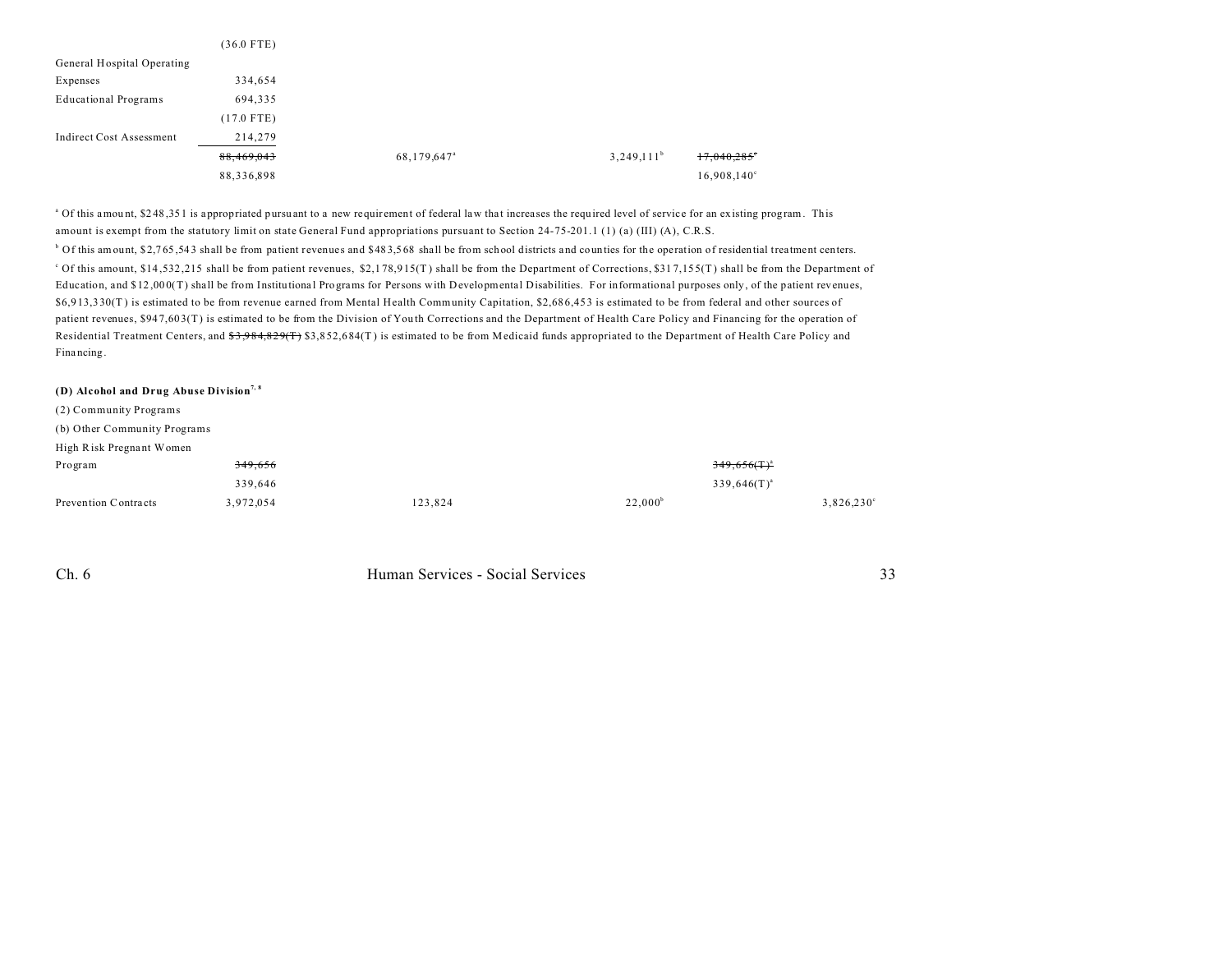| | | | | | |
|---|---|---|---|---|---|
| | (36.0 FTE) | | | | |
| General Hospital Operating Expenses | 334,654 | | | | |
| Educational Programs | 694,335 | | | | |
| | (17.0 FTE) | | | | |
| Indirect Cost Assessment | 214,279 | | | | |
| | ~~88,469,043~~ | 68,179,647[a] | 3,249,111[b] | ~~17,040,285[c]~~ | |
| | 88,336,898 | | | 16,908,140[c] | |

[a] Of this amount, $248,351 is appropriated pursuant to a new requirement of federal law that increases the required level of service for an existing program. This amount is exempt from the statutory limit on state General Fund appropriations pursuant to Section 24-75-201.1 (1) (a) (III) (A), C.R.S.

[b] Of this amount, $2,765,543 shall be from patient revenues and $483,568 shall be from school districts and counties for the operation of residential treatment centers.

[c] Of this amount, $14,532,215 shall be from patient revenues, $2,178,915(T) shall be from the Department of Corrections, $317,155(T) shall be from the Department of Education, and $12,000(T) shall be from Institutional Programs for Persons with Developmental Disabilities. For informational purposes only, of the patient revenues, $6,913,330(T) is estimated to be from revenue earned from Mental Health Community Capitation, $2,686,453 is estimated to be from federal and other sources of patient revenues, $947,603(T) is estimated to be from the Division of Youth Corrections and the Department of Health Care Policy and Financing for the operation of Residential Treatment Centers, and ~~$3,984,829(T)~~ $3,852,684(T) is estimated to be from Medicaid funds appropriated to the Department of Health Care Policy and Financing.

**(D) Alcohol and Drug Abuse Division[7, 8]**

(2) Community Programs

(b) Other Community Programs

| | | | | | |
|---|---|---|---|---|---|
| High Risk Pregnant Women Program | ~~349,656~~ | | | ~~349,656(T)[a]~~ | |
| | 339,646 | | | 339,646(T)[a] | |
| Prevention Contracts | 3,972,054 | 123,824 | 22,000[b] | | 3,826,230[c] |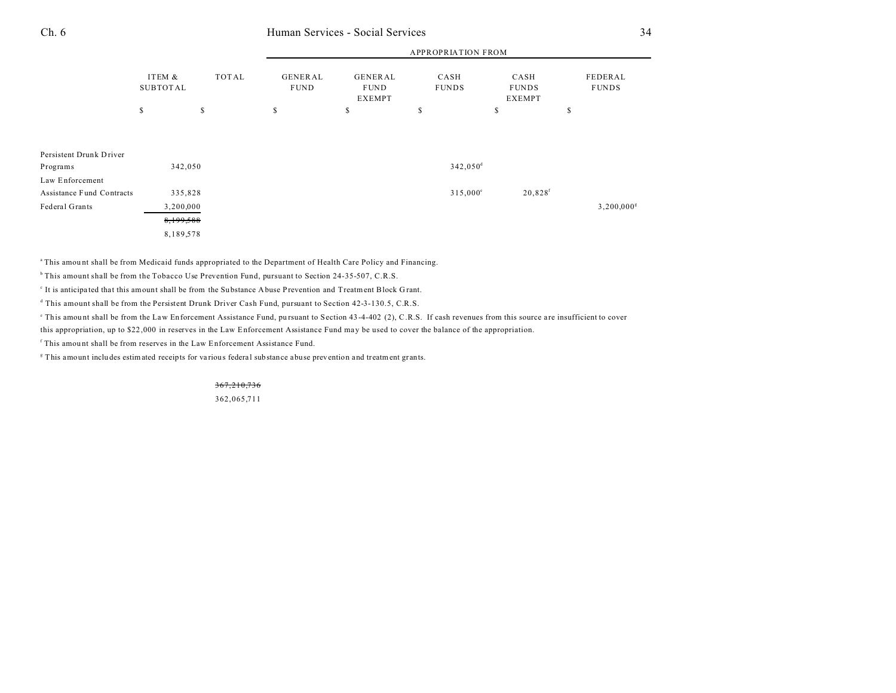| | ITEM & SUBTOTAL | TOTAL | GENERAL FUND | GENERAL FUND EXEMPT | CASH FUNDS | CASH FUNDS EXEMPT | FEDERAL FUNDS |
|---|---|---|---|---|---|---|---|
| | | | APPROPRIATION FROM | | | | |
| | $ | $ | $ | $ | $ | $ | $ |
| Persistent Drunk Driver Programs | 342,050 | | | | 342,050[d] | | |
| Law Enforcement Assistance Fund Contracts | 335,828 | | | | 315,000[e] | 20,828[f] | |
| Federal Grants | 3,200,000 | | | | | | 3,200,000[g] |
| | ~~8,199,588~~ | | | | | | |
| | 8,189,578 | | | | | | |

[a] This amount shall be from Medicaid funds appropriated to the Department of Health Care Policy and Financing.

[b] This amount shall be from the Tobacco Use Prevention Fund, pursuant to Section 24-35-507, C.R.S.

[c] It is anticipated that this amount shall be from the Substance Abuse Prevention and Treatment Block Grant.

[d] This amount shall be from the Persistent Drunk Driver Cash Fund, pursuant to Section 42-3-130.5, C.R.S.

[e] This amount shall be from the Law Enforcement Assistance Fund, pursuant to Section 43-4-402 (2), C.R.S. If cash revenues from this source are insufficient to cover this appropriation, up to $22,000 in reserves in the Law Enforcement Assistance Fund may be used to cover the balance of the appropriation.

[f] This amount shall be from reserves in the Law Enforcement Assistance Fund.

[g] This amount includes estimated receipts for various federal substance abuse prevention and treatment grants.

| | TOTAL |
|---|---|
| | ~~367,210,736~~ |
| | 362,065,711 |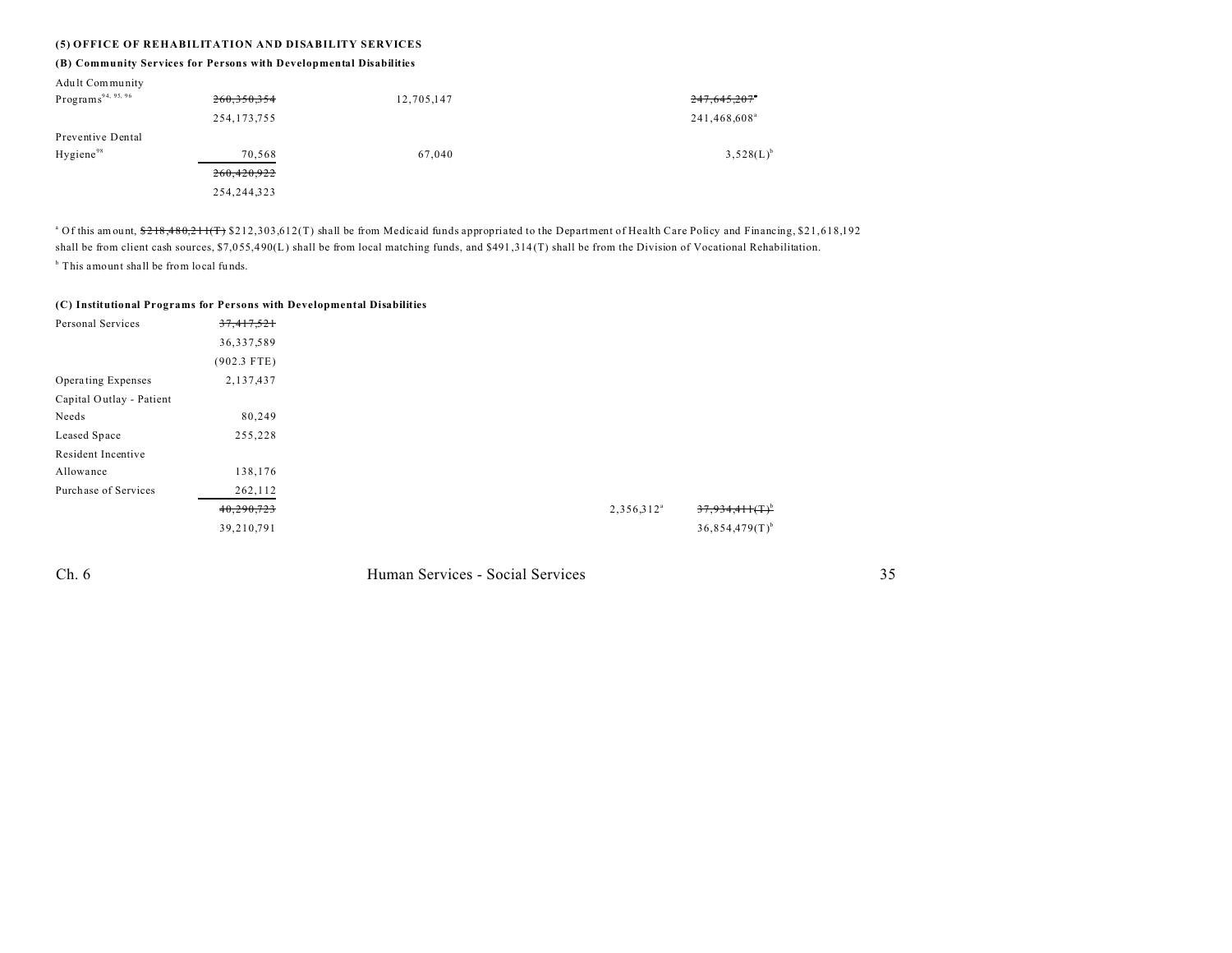### (5) OFFICE OF REHABILITATION AND DISABILITY SERVICES

#### (B) Community Services for Persons with Developmental Disabilities

| | | | | |
|---|---|---|---|---|
| Adult Community Programs[94, 95, 96] | ~~260,350,354~~ 254,173,755 | 12,705,147 | | ~~247,645,207~~[a] 241,468,608[a] |
| Preventive Dental Hygiene[98] | 70,568 | 67,040 | | 3,528(L)[b] |
| | ~~260,420,922~~ 254,244,323 | | | |

[a] Of this amount, ~~$218,480,211(T)~~ $212,303,612(T) shall be from Medicaid funds appropriated to the Department of Health Care Policy and Financing, $21,618,192 shall be from client cash sources, $7,055,490(L) shall be from local matching funds, and $491,314(T) shall be from the Division of Vocational Rehabilitation.

[b] This amount shall be from local funds.

#### (C) Institutional Programs for Persons with Developmental Disabilities

| | | | | |
|---|---|---|---|---|
| Personal Services | ~~37,417,521~~ 36,337,589 (902.3 FTE) | | | |
| Operating Expenses | 2,137,437 | | | |
| Capital Outlay - Patient Needs | 80,249 | | | |
| Leased Space | 255,228 | | | |
| Resident Incentive Allowance | 138,176 | | | |
| Purchase of Services | 262,112 | | | |
| | ~~40,290,723~~ 39,210,791 | | 2,356,312[a] | ~~37,934,411(T)~~[b] 36,854,479(T)[b] |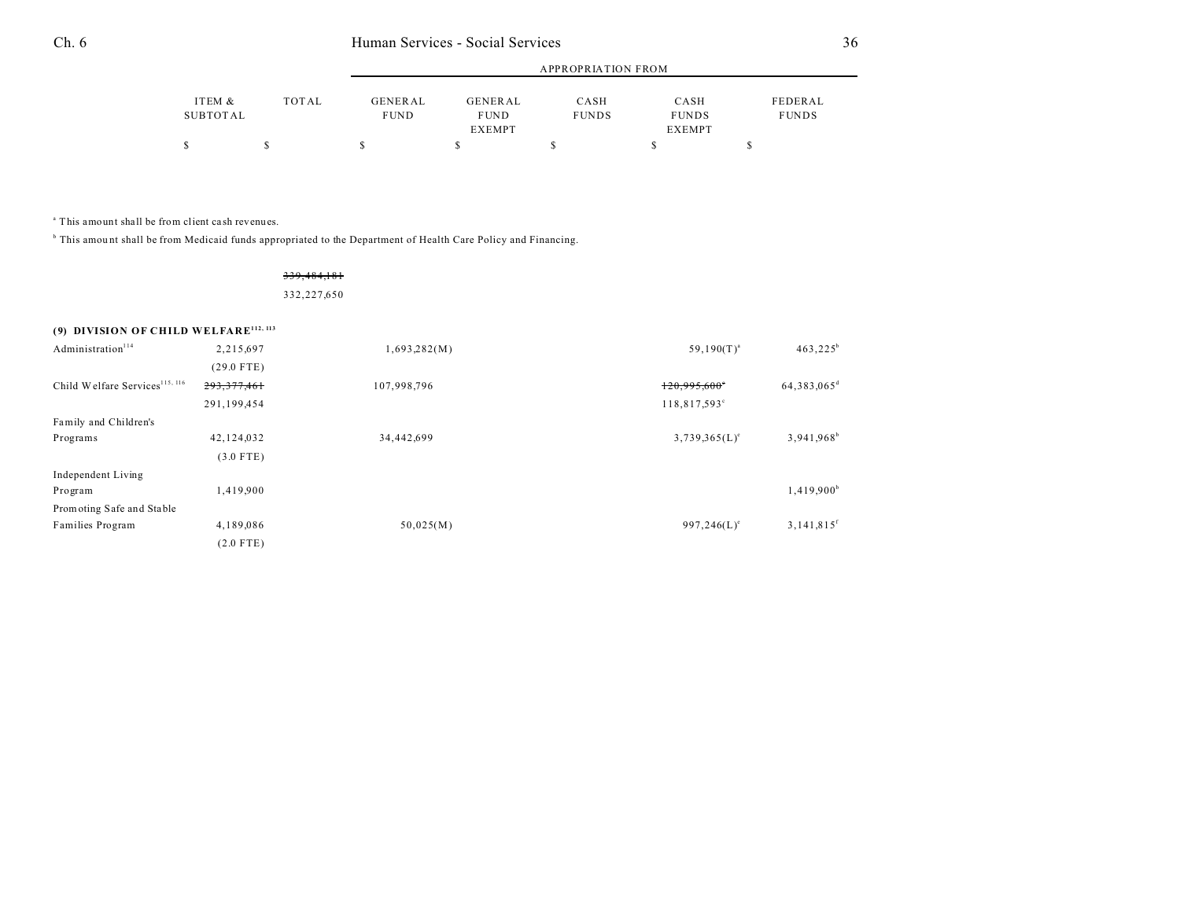| | ITEM & SUBTOTAL | TOTAL | APPROPRIATION FROM GENERAL FUND | GENERAL FUND EXEMPT | CASH FUNDS | CASH FUNDS EXEMPT | FEDERAL FUNDS |
|---|---|---|---|---|---|---|---|
| | $ | $ | $ | $ | $ | $ | $ |

[a] This amount shall be from client cash revenues.

[b] This amount shall be from Medicaid funds appropriated to the Department of Health Care Policy and Financing.

| | ITEM & SUBTOTAL | TOTAL | GENERAL FUND | GENERAL FUND EXEMPT | CASH FUNDS | CASH FUNDS EXEMPT | FEDERAL FUNDS |
|---|---|---|---|---|---|---|---|
| | | ~~339,484,181~~ 332,227,650 | | | | | |
| **(9) DIVISION OF CHILD WELFARE**[112, 113] | | | | | | | |
| Administration[114] | 2,215,697 (29.0 FTE) | | 1,693,282(M) | | | 59,190(T)[a] | 463,225[b] |
| Child Welfare Services[115, 116] | ~~293,377,461~~ 291,199,454 | | 107,998,796 | | | ~~120,995,600~~[c] 118,817,593[c] | 64,383,065[d] |
| Family and Children's Programs | 42,124,032 (3.0 FTE) | | 34,442,699 | | | 3,739,365(L)[e] | 3,941,968[b] |
| Independent Living Program | 1,419,900 | | | | | | 1,419,900[b] |
| Promoting Safe and Stable Families Program | 4,189,086 (2.0 FTE) | | 50,025(M) | | | 997,246(L)[e] | 3,141,815[f] |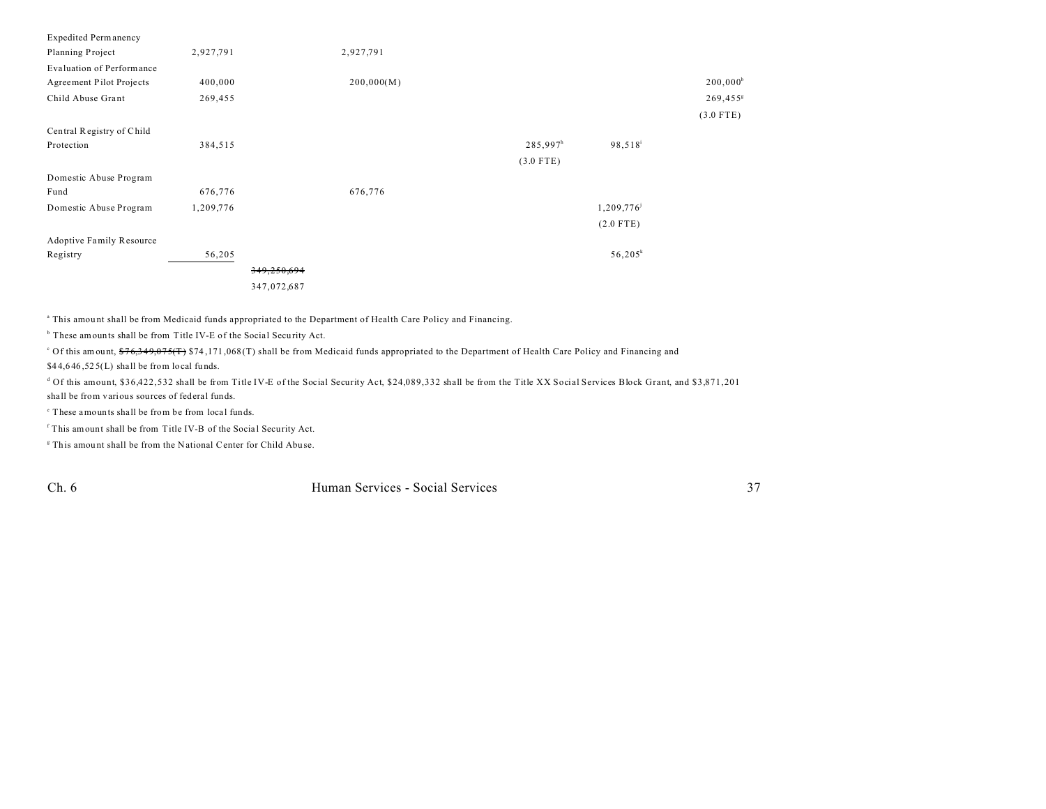| | | | | | | |
|---|---|---|---|---|---|---|
| Expedited Permanency Planning Project | 2,927,791 | | 2,927,791 | | | |
| Evaluation of Performance Agreement Pilot Projects | 400,000 | | 200,000(M) | | | 200,000[b] |
| Child Abuse Grant | 269,455 | | | | | 269,455[g] (3.0 FTE) |
| Central Registry of Child Protection | 384,515 | | | 285,997[h] (3.0 FTE) | 98,518[i] | |
| Domestic Abuse Program Fund | 676,776 | | 676,776 | | | |
| Domestic Abuse Program | 1,209,776 | | | | 1,209,776[j] (2.0 FTE) | |
| Adoptive Family Resource Registry | 56,205 | | | | 56,205[k] | |
| | | ~~349,250,694~~ 347,072,687 | | | | |

[a] This amount shall be from Medicaid funds appropriated to the Department of Health Care Policy and Financing.

[b] These amounts shall be from Title IV-E of the Social Security Act.

[c] Of this amount, ~~$76,349,075(T)~~ $74,171,068(T) shall be from Medicaid funds appropriated to the Department of Health Care Policy and Financing and $44,646,525(L) shall be from local funds.

[d] Of this amount, $36,422,532 shall be from Title IV-E of the Social Security Act, $24,089,332 shall be from the Title XX Social Services Block Grant, and $3,871,201 shall be from various sources of federal funds.

[e] These amounts shall be from be from local funds.

[f] This amount shall be from Title IV-B of the Social Security Act.

[g] This amount shall be from the National Center for Child Abuse.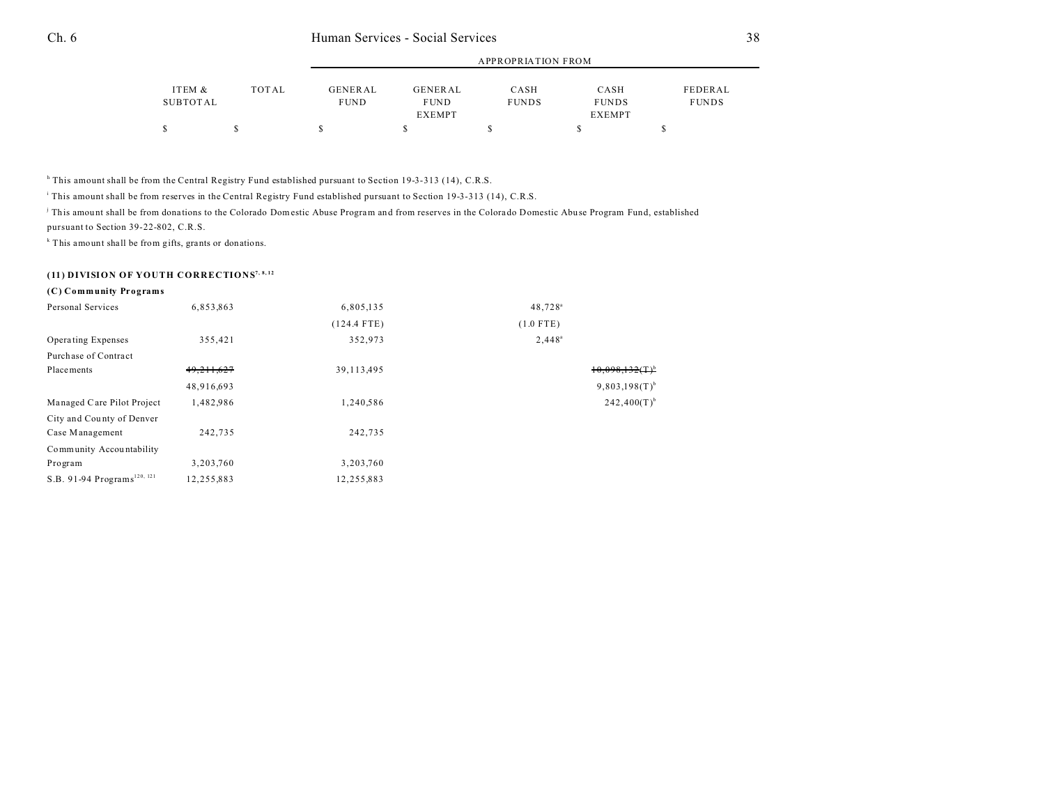| | ITEM & SUBTOTAL | TOTAL | GENERAL FUND | GENERAL FUND EXEMPT | CASH FUNDS | CASH FUNDS EXEMPT | FEDERAL FUNDS |
|---|---|---|---|---|---|---|---|
| | | | APPROPRIATION FROM | | | | |
| | $ | $ | $ | $ | $ | $ | $ |

[h] This amount shall be from the Central Registry Fund established pursuant to Section 19-3-313 (14), C.R.S.

[i] This amount shall be from reserves in the Central Registry Fund established pursuant to Section 19-3-313 (14), C.R.S.

[j] This amount shall be from donations to the Colorado Domestic Abuse Program and from reserves in the Colorado Domestic Abuse Program Fund, established pursuant to Section 39-22-802, C.R.S.

[k] This amount shall be from gifts, grants or donations.

**(11) DIVISION OF YOUTH CORRECTIONS**[7, 8, 12]

**(C) Community Programs**

| | ITEM & SUBTOTAL | TOTAL | GENERAL FUND | GENERAL FUND EXEMPT | CASH FUNDS | CASH FUNDS EXEMPT | FEDERAL FUNDS |
|---|---|---|---|---|---|---|---|
| Personal Services | 6,853,863 | | 6,805,135 | | 48,728[a] | | |
| | | | (124.4 FTE) | | (1.0 FTE) | | |
| Operating Expenses | 355,421 | | 352,973 | | 2,448[a] | | |
| Purchase of Contract Placements | ~~49,211,627~~ | | 39,113,495 | | | ~~10,098,132(T)~~[b] | |
| | 48,916,693 | | | | | 9,803,198(T)[b] | |
| Managed Care Pilot Project | 1,482,986 | | 1,240,586 | | | 242,400(T)[b] | |
| City and County of Denver Case Management | 242,735 | | 242,735 | | | | |
| Community Accountability Program | 3,203,760 | | 3,203,760 | | | | |
| S.B. 91-94 Programs[120, 121] | 12,255,883 | | 12,255,883 | | | | |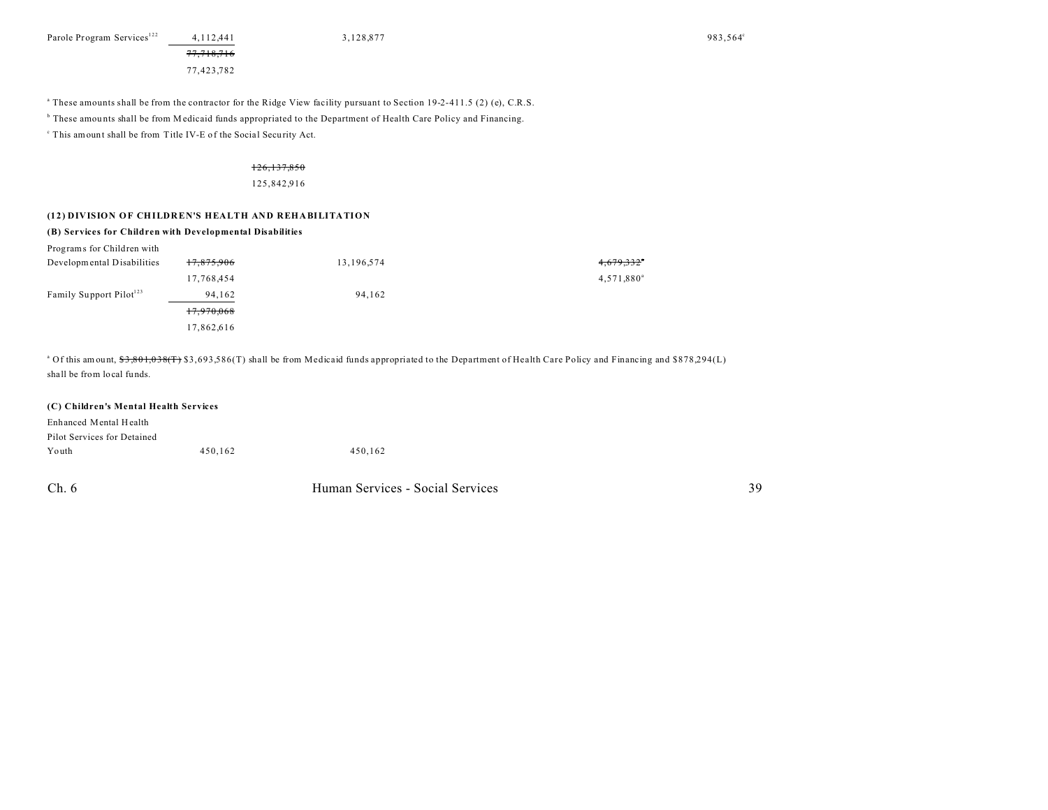| | | | | |
|---|---|---|---|---|
| Parole Program Services[122] | 4,112,441 | 3,128,877 | | 983,564[c] |
| | ~~77,718,716~~ | | | |
| | 77,423,782 | | | |

[a] These amounts shall be from the contractor for the Ridge View facility pursuant to Section 19-2-411.5 (2) (e), C.R.S.

[b] These amounts shall be from Medicaid funds appropriated to the Department of Health Care Policy and Financing.

[c] This amount shall be from Title IV-E of the Social Security Act.

~~126,137,850~~

125,842,916

**(12) DIVISION OF CHILDREN'S HEALTH AND REHABILITATION**

**(B) Services for Children with Developmental Disabilities**

| | | | |
|---|---|---|---|
| Programs for Children with Developmental Disabilities | ~~17,875,906~~ 17,768,454 | 13,196,574 | ~~4,679,332~~[a] 4,571,880[a] |
| Family Support Pilot[123] | 94,162 | 94,162 | |
| | ~~17,970,068~~ | | |
| | 17,862,616 | | |

[a] Of this amount, ~~$3,801,038(T)~~ $3,693,586(T) shall be from Medicaid funds appropriated to the Department of Health Care Policy and Financing and $878,294(L) shall be from local funds.

**(C) Children's Mental Health Services**

| | | |
|---|---|---|
| Enhanced Mental Health Pilot Services for Detained Youth | 450,162 | 450,162 |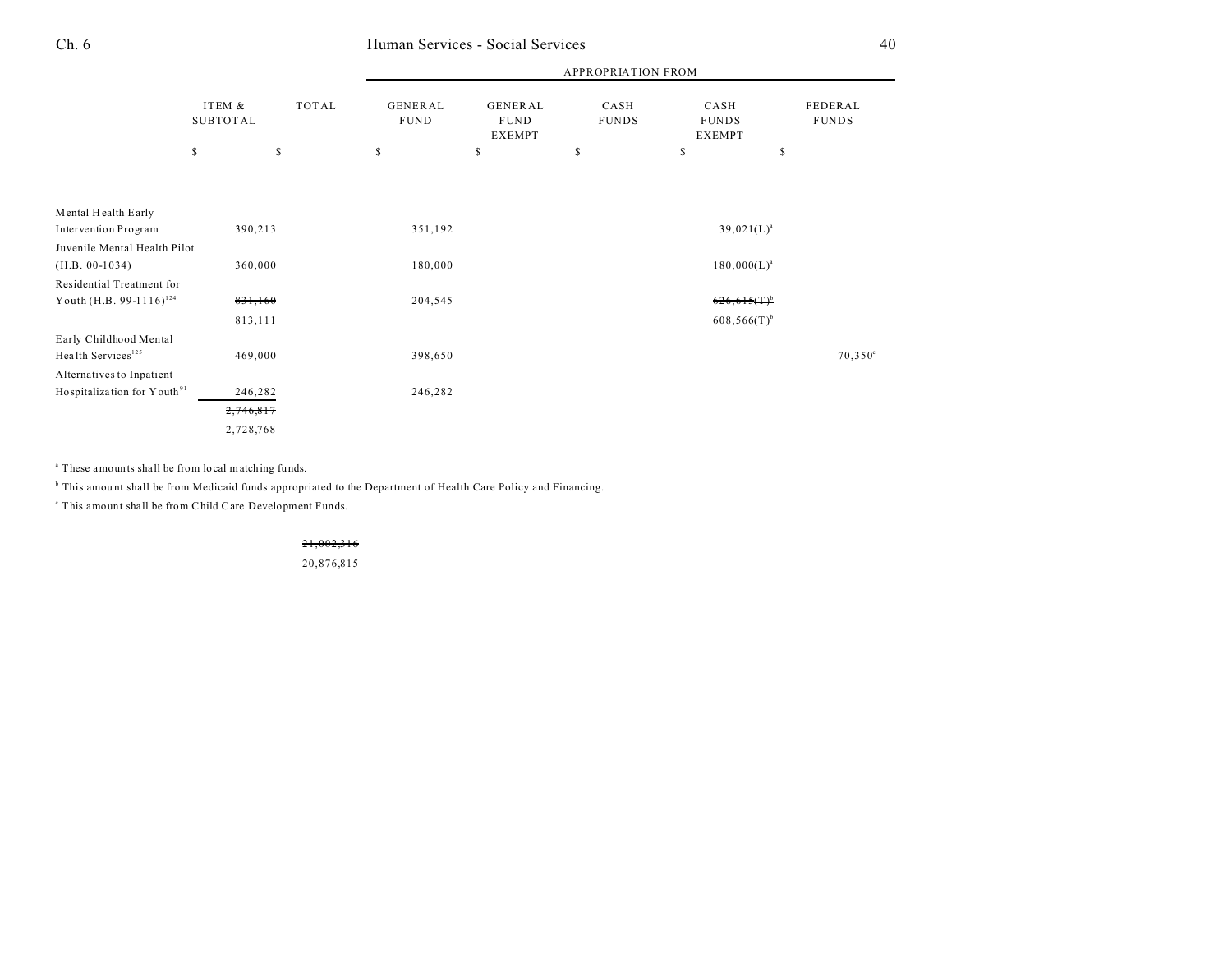| | ITEM & SUBTOTAL | TOTAL | GENERAL FUND | GENERAL FUND EXEMPT | CASH FUNDS | CASH FUNDS EXEMPT | FEDERAL FUNDS |
|---|---|---|---|---|---|---|---|
| | | | APPROPRIATION FROM | | | | |
| | $ | $ | $ | $ | $ | $ | $ |
| Mental Health Early Intervention Program | 390,213 | | 351,192 | | | 39,021(L)[a] | |
| Juvenile Mental Health Pilot (H.B. 00-1034) | 360,000 | | 180,000 | | | 180,000(L)[a] | |
| Residential Treatment for Youth (H.B. 99-1116)[124] | ~~831,160~~ 813,111 | | 204,545 | | | ~~626,615(T)[b]~~ 608,566(T)[b] | |
| Early Childhood Mental Health Services[125] | 469,000 | | 398,650 | | | | 70,350[c] |
| Alternatives to Inpatient Hospitalization for Youth[91] | 246,282 | | 246,282 | | | | |
| | ~~2,746,817~~ 2,728,768 | | | | | | |

[a] These amounts shall be from local matching funds.

[b] This amount shall be from Medicaid funds appropriated to the Department of Health Care Policy and Financing.

[c] This amount shall be from Child Care Development Funds.

| | ITEM & SUBTOTAL | TOTAL |
|---|---|---|
| | | ~~21,002,316~~ 20,876,815 |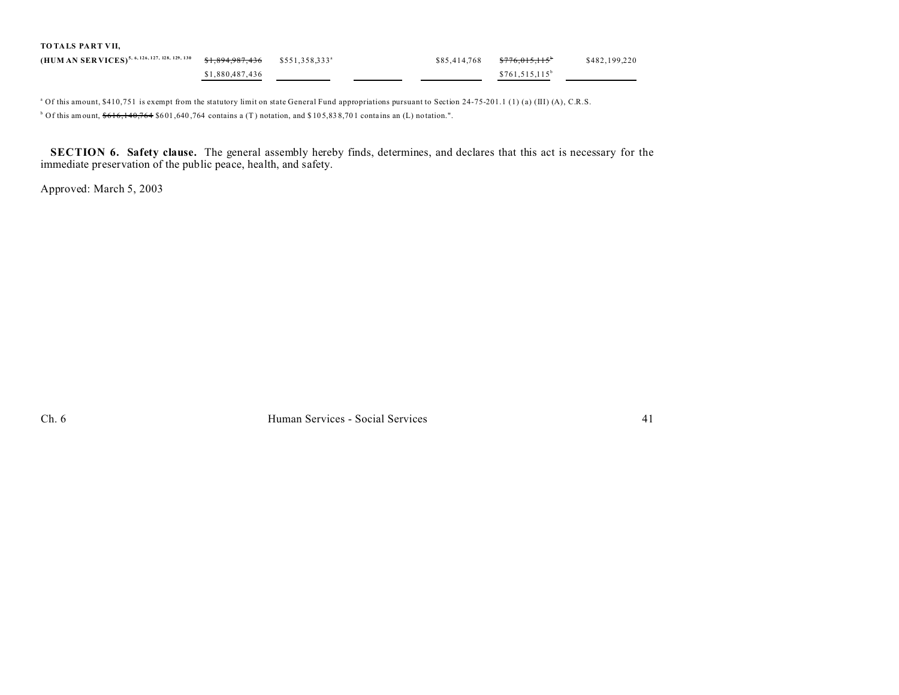| | | | | | | |
|---|---|---|---|---|---|---|
| **TOTALS PART VII, (HUMAN SERVICES)**[5, 6, 126, 127, 128, 129, 130] | ~~$1,894,987,436~~ $1,880,487,436 | $551,358,333[a] | | $85,414,768 | ~~$776,015,115~~[b] $761,515,115[b] | $482,199,220 |

[a] Of this amount, $410,751 is exempt from the statutory limit on state General Fund appropriations pursuant to Section 24-75-201.1 (1) (a) (III) (A), C.R.S.

[b] Of this amount, ~~$616,140,764~~ $601,640,764 contains a (T) notation, and $105,838,701 contains an (L) notation.".

**SECTION 6. Safety clause.** The general assembly hereby finds, determines, and declares that this act is necessary for the immediate preservation of the public peace, health, and safety.

Approved: March 5, 2003